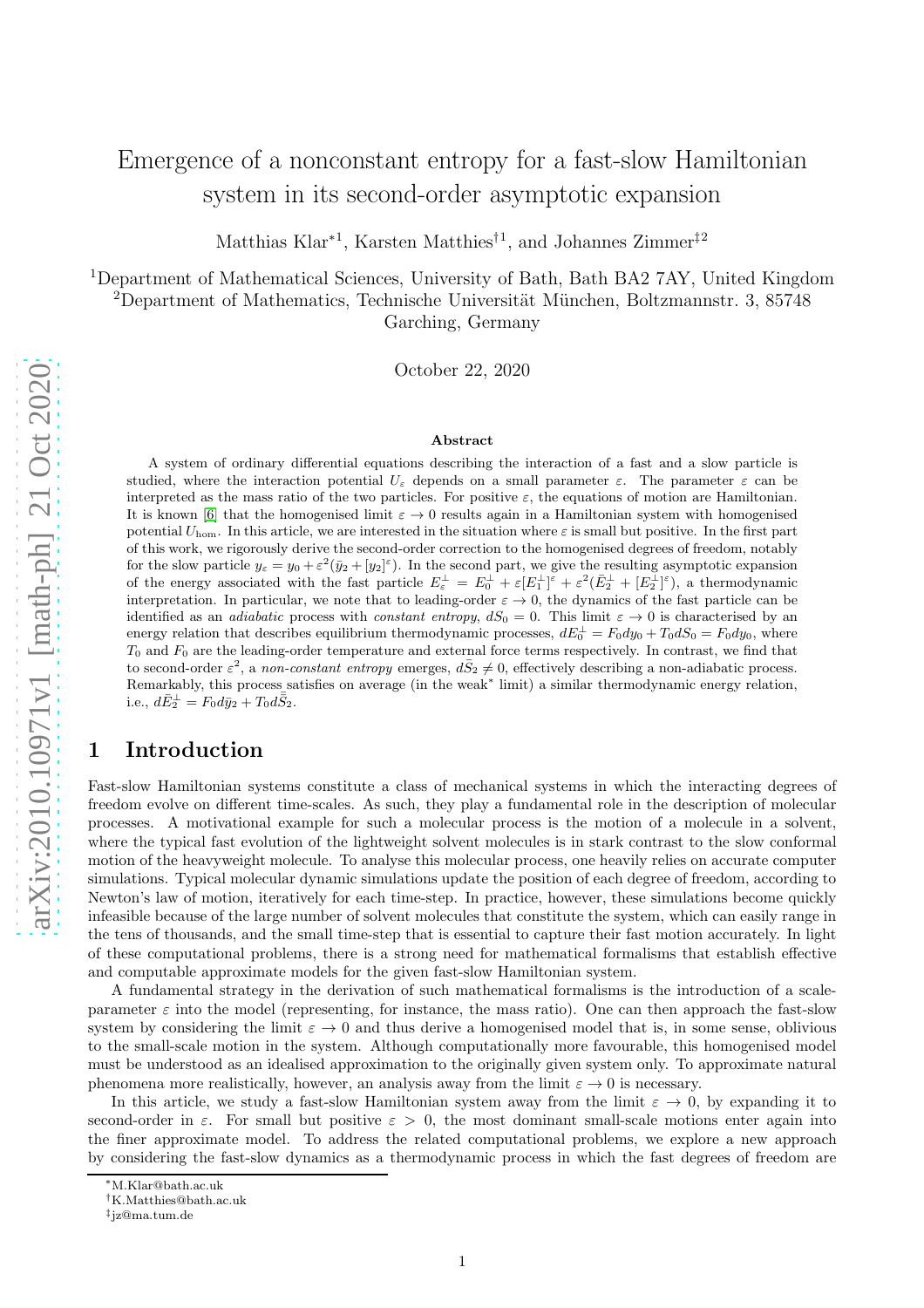# Emergence of a nonconstant entropy for a fast-slow Hamiltonian system in its second-order asymptotic expansion

Matthias Klar*[1], Karsten Matthies†[1], and Johannes Zimmer‡[2]

[1]Department of Mathematical Sciences, University of Bath, Bath BA2 7AY, United Kingdom
[2]Department of Mathematics, Technische Universität München, Boltzmannstr. 3, 85748 Garching, Germany

October 22, 2020

### Abstract

A system of ordinary differential equations describing the interaction of a fast and a slow particle is studied, where the interaction potential $U_\varepsilon$ depends on a small parameter $\varepsilon$. The parameter $\varepsilon$ can be interpreted as the mass ratio of the two particles. For positive $\varepsilon$, the equations of motion are Hamiltonian. It is known [6] that the homogenised limit $\varepsilon \to 0$ results again in a Hamiltonian system with homogenised potential $U_{\text{hom}}$. In this article, we are interested in the situation where $\varepsilon$ is small but positive. In the first part of this work, we rigorously derive the second-order correction to the homogenised degrees of freedom, notably for the slow particle $y_\varepsilon = y_0 + \varepsilon^2(\bar{y}_2 + [y_2]^\varepsilon)$. In the second part, we give the resulting asymptotic expansion of the energy associated with the fast particle $E_\varepsilon^\perp = E_0^\perp + \varepsilon[E_1^\perp]^\varepsilon + \varepsilon^2(\bar{E}_2^\perp + [E_2^\perp]^\varepsilon)$, a thermodynamic interpretation. In particular, we note that to leading-order $\varepsilon \to 0$, the dynamics of the fast particle can be identified as an *adiabatic* process with *constant entropy*, $dS_0 = 0$. This limit $\varepsilon \to 0$ is characterised by an energy relation that describes equilibrium thermodynamic processes, $dE_0^\perp = F_0 dy_0 + T_0 dS_0 = F_0 dy_0$, where $T_0$ and $F_0$ are the leading-order temperature and external force terms respectively. In contrast, we find that to second-order $\varepsilon^2$, a *non-constant entropy* emerges, $d\bar{S}_2 \neq 0$, effectively describing a non-adiabatic process. Remarkably, this process satisfies on average (in the weak* limit) a similar thermodynamic energy relation, i.e., $d\bar{E}_2^\perp = F_0 d\bar{y}_2 + T_0 d\bar{\bar{S}}_2$.

## 1 Introduction

Fast-slow Hamiltonian systems constitute a class of mechanical systems in which the interacting degrees of freedom evolve on different time-scales. As such, they play a fundamental role in the description of molecular processes. A motivational example for such a molecular process is the motion of a molecule in a solvent, where the typical fast evolution of the lightweight solvent molecules is in stark contrast to the slow conformal motion of the heavyweight molecule. To analyse this molecular process, one heavily relies on accurate computer simulations. Typical molecular dynamic simulations update the position of each degree of freedom, according to Newton's law of motion, iteratively for each time-step. In practice, however, these simulations become quickly infeasible because of the large number of solvent molecules that constitute the system, which can easily range in the tens of thousands, and the small time-step that is essential to capture their fast motion accurately. In light of these computational problems, there is a strong need for mathematical formalisms that establish effective and computable approximate models for the given fast-slow Hamiltonian system.

A fundamental strategy in the derivation of such mathematical formalisms is the introduction of a scale-parameter $\varepsilon$ into the model (representing, for instance, the mass ratio). One can then approach the fast-slow system by considering the limit $\varepsilon \to 0$ and thus derive a homogenised model that is, in some sense, oblivious to the small-scale motion in the system. Although computationally more favourable, this homogenised model must be understood as an idealised approximation to the originally given system only. To approximate natural phenomena more realistically, however, an analysis away from the limit $\varepsilon \to 0$ is necessary.

In this article, we study a fast-slow Hamiltonian system away from the limit $\varepsilon \to 0$, by expanding it to second-order in $\varepsilon$. For small but positive $\varepsilon > 0$, the most dominant small-scale motions enter again into the finer approximate model. To address the related computational problems, we explore a new approach by considering the fast-slow dynamics as a thermodynamic process in which the fast degrees of freedom are

*M.Klar@bath.ac.uk
†K.Matthies@bath.ac.uk
‡jz@ma.tum.de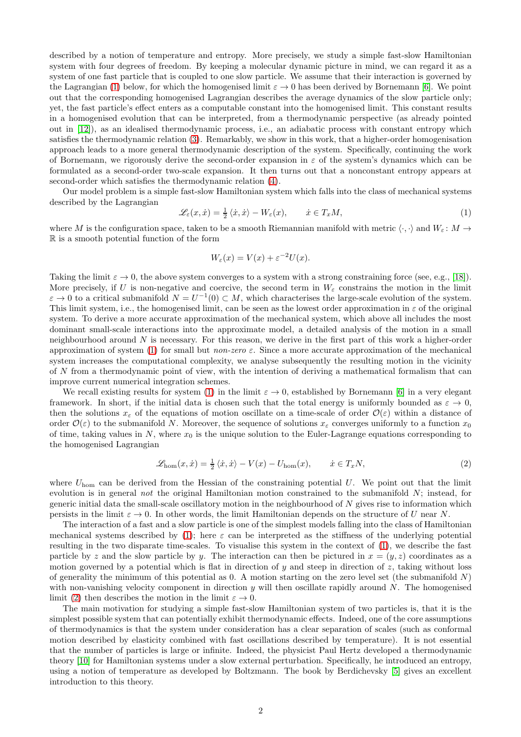described by a notion of temperature and entropy. More precisely, we study a simple fast-slow Hamiltonian system with four degrees of freedom. By keeping a molecular dynamic picture in mind, we can regard it as a system of one fast particle that is coupled to one slow particle. We assume that their interaction is governed by the Lagrangian (1) below, for which the homogenised limit $\varepsilon \to 0$ has been derived by Bornemann [6]. We point out that the corresponding homogenised Lagrangian describes the average dynamics of the slow particle only; yet, the fast particle's effect enters as a computable constant into the homogenised limit. This constant results in a homogenised evolution that can be interpreted, from a thermodynamic perspective (as already pointed out in [12]), as an idealised thermodynamic process, i.e., an adiabatic process with constant entropy which satisfies the thermodynamic relation (3). Remarkably, we show in this work, that a higher-order homogenisation approach leads to a more general thermodynamic description of the system. Specifically, continuing the work of Bornemann, we rigorously derive the second-order expansion in $\varepsilon$ of the system's dynamics which can be formulated as a second-order two-scale expansion. It then turns out that a nonconstant entropy appears at second-order which satisfies the thermodynamic relation (4).

Our model problem is a simple fast-slow Hamiltonian system which falls into the class of mechanical systems described by the Lagrangian

$$\mathscr{L}_\varepsilon(x, \dot{x}) = \tfrac{1}{2} \langle \dot{x}, \dot{x} \rangle - W_\varepsilon(x), \qquad \dot{x} \in T_x M, \tag{1}$$

where $M$ is the configuration space, taken to be a smooth Riemannian manifold with metric $\langle \cdot, \cdot \rangle$ and $W_\varepsilon \colon M \to \mathbb{R}$ is a smooth potential function of the form

$$W_\varepsilon(x) = V(x) + \varepsilon^{-2} U(x).$$

Taking the limit $\varepsilon \to 0$, the above system converges to a system with a strong constraining force (see, e.g., [18]). More precisely, if $U$ is non-negative and coercive, the second term in $W_\varepsilon$ constrains the motion in the limit $\varepsilon \to 0$ to a critical submanifold $N = U^{-1}(0) \subset M$, which characterises the large-scale evolution of the system. This limit system, i.e., the homogenised limit, can be seen as the lowest order approximation in $\varepsilon$ of the original system. To derive a more accurate approximation of the mechanical system, which above all includes the most dominant small-scale interactions into the approximate model, a detailed analysis of the motion in a small neighbourhood around $N$ is necessary. For this reason, we derive in the first part of this work a higher-order approximation of system (1) for small but *non-zero* $\varepsilon$. Since a more accurate approximation of the mechanical system increases the computational complexity, we analyse subsequently the resulting motion in the vicinity of $N$ from a thermodynamic point of view, with the intention of deriving a mathematical formalism that can improve current numerical integration schemes.

We recall existing results for system (1) in the limit $\varepsilon \to 0$, established by Bornemann [6] in a very elegant framework. In short, if the initial data is chosen such that the total energy is uniformly bounded as $\varepsilon \to 0$, then the solutions $x_\varepsilon$ of the equations of motion oscillate on a time-scale of order $\mathcal{O}(\varepsilon)$ within a distance of order $\mathcal{O}(\varepsilon)$ to the submanifold $N$. Moreover, the sequence of solutions $x_\varepsilon$ converges uniformly to a function $x_0$ of time, taking values in $N$, where $x_0$ is the unique solution to the Euler-Lagrange equations corresponding to the homogenised Lagrangian

$$\mathscr{L}_{\text{hom}}(x, \dot{x}) = \tfrac{1}{2} \langle \dot{x}, \dot{x} \rangle - V(x) - U_{\text{hom}}(x), \qquad \dot{x} \in T_x N, \tag{2}$$

where $U_{\text{hom}}$ can be derived from the Hessian of the constraining potential $U$. We point out that the limit evolution is in general *not* the original Hamiltonian motion constrained to the submanifold $N$; instead, for generic initial data the small-scale oscillatory motion in the neighbourhood of $N$ gives rise to information which persists in the limit $\varepsilon \to 0$. In other words, the limit Hamiltonian depends on the structure of $U$ near $N$.

The interaction of a fast and a slow particle is one of the simplest models falling into the class of Hamiltonian mechanical systems described by (1); here $\varepsilon$ can be interpreted as the stiffness of the underlying potential resulting in the two disparate time-scales. To visualise this system in the context of (1), we describe the fast particle by $z$ and the slow particle by $y$. The interaction can then be pictured in $x = (y, z)$ coordinates as a motion governed by a potential which is flat in direction of $y$ and steep in direction of $z$, taking without loss of generality the minimum of this potential as 0. A motion starting on the zero level set (the submanifold $N$) with non-vanishing velocity component in direction $y$ will then oscillate rapidly around $N$. The homogenised limit (2) then describes the motion in the limit $\varepsilon \to 0$.

The main motivation for studying a simple fast-slow Hamiltonian system of two particles is, that it is the simplest possible system that can potentially exhibit thermodynamic effects. Indeed, one of the core assumptions of thermodynamics is that the system under consideration has a clear separation of scales (such as conformal motion described by elasticity combined with fast oscillations described by temperature). It is not essential that the number of particles is large or infinite. Indeed, the physicist Paul Hertz developed a thermodynamic theory [10] for Hamiltonian systems under a slow external perturbation. Specifically, he introduced an entropy, using a notion of temperature as developed by Boltzmann. The book by Berdichevsky [5] gives an excellent introduction to this theory.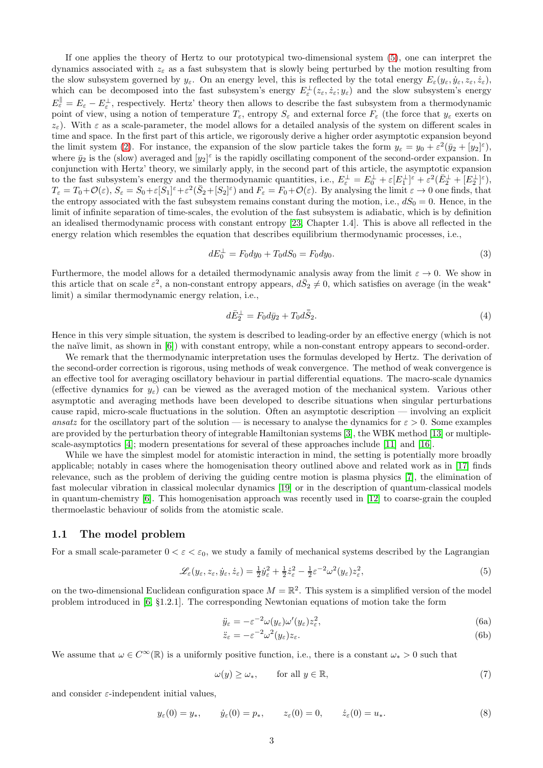If one applies the theory of Hertz to our prototypical two-dimensional system (5), one can interpret the dynamics associated with $z_\varepsilon$ as a fast subsystem that is slowly being perturbed by the motion resulting from the slow subsystem governed by $y_\varepsilon$. On an energy level, this is reflected by the total energy $E_\varepsilon(y_\varepsilon, \dot y_\varepsilon, z_\varepsilon, \dot z_\varepsilon)$, which can be decomposed into the fast subsystem's energy $E^\perp_\varepsilon(z_\varepsilon, \dot z_\varepsilon; y_\varepsilon)$ and the slow subsystem's energy $E^\parallel_\varepsilon = E_\varepsilon - E^\perp_\varepsilon$, respectively. Hertz' theory then allows to describe the fast subsystem from a thermodynamic point of view, using a notion of temperature $T_\varepsilon$, entropy $S_\varepsilon$ and external force $F_\varepsilon$ (the force that $y_\varepsilon$ exerts on $z_\varepsilon$). With $\varepsilon$ as a scale-parameter, the model allows for a detailed analysis of the system on different scales in time and space. In the first part of this article, we rigorously derive a higher order asymptotic expansion beyond the limit system (2). For instance, the expansion of the slow particle takes the form $y_\varepsilon = y_0 + \varepsilon^2(\bar y_2 + [y_2]^\varepsilon)$, where $\bar y_2$ is the (slow) averaged and $[y_2]^\varepsilon$ is the rapidly oscillating component of the second-order expansion. In conjunction with Hertz' theory, we similarly apply, in the second part of this article, the asymptotic expansion to the fast subsystem's energy and the thermodynamic quantities, i.e., $E^\perp_\varepsilon = E^\perp_0 + \varepsilon[E^\perp_1]^\varepsilon + \varepsilon^2(\bar E^\perp_2 + [E^\perp_2]^\varepsilon)$, $T_\varepsilon = T_0 + \mathcal{O}(\varepsilon)$, $S_\varepsilon = S_0 + \varepsilon[S_1]^\varepsilon + \varepsilon^2(\bar S_2 + [S_2]^\varepsilon)$ and $F_\varepsilon = F_0 + \mathcal{O}(\varepsilon)$. By analysing the limit $\varepsilon \to 0$ one finds, that the entropy associated with the fast subsystem remains constant during the motion, i.e., $dS_0 = 0$. Hence, in the limit of infinite separation of time-scales, the evolution of the fast subsystem is adiabatic, which is by definition an idealised thermodynamic process with constant entropy [23, Chapter 1.4]. This is above all reflected in the energy relation which resembles the equation that describes equilibrium thermodynamic processes, i.e.,

$$dE^\perp_0 = F_0 dy_0 + T_0 dS_0 = F_0 dy_0. \tag{3}$$

Furthermore, the model allows for a detailed thermodynamic analysis away from the limit $\varepsilon \to 0$. We show in this article that on scale $\varepsilon^2$, a non-constant entropy appears, $d\bar S_2 \neq 0$, which satisfies on average (in the weak$^*$ limit) a similar thermodynamic energy relation, i.e.,

$$d\bar{E}^\perp_2 = F_0 d\bar y_2 + T_0 d\bar{\bar{S}}_2. \tag{4}$$

Hence in this very simple situation, the system is described to leading-order by an effective energy (which is not the naïve limit, as shown in [6]) with constant entropy, while a non-constant entropy appears to second-order.

We remark that the thermodynamic interpretation uses the formulas developed by Hertz. The derivation of the second-order correction is rigorous, using methods of weak convergence. The method of weak convergence is an effective tool for averaging oscillatory behaviour in partial differential equations. The macro-scale dynamics (effective dynamics for $y_\varepsilon$) can be viewed as the averaged motion of the mechanical system. Various other asymptotic and averaging methods have been developed to describe situations when singular perturbations cause rapid, micro-scale fluctuations in the solution. Often an asymptotic description — involving an explicit *ansatz* for the oscillatory part of the solution — is necessary to analyse the dynamics for $\varepsilon > 0$. Some examples are provided by the perturbation theory of integrable Hamiltonian systems [3], the WBK method [13] or multiple-scale-asymptotics [4]; modern presentations for several of these approaches include [11] and [16].

While we have the simplest model for atomistic interaction in mind, the setting is potentially more broadly applicable; notably in cases where the homogenisation theory outlined above and related work as in [17] finds relevance, such as the problem of deriving the guiding centre motion is plasma physics [7], the elimination of fast molecular vibration in classical molecular dynamics [19] or in the description of quantum-classical models in quantum-chemistry [6]. This homogenisation approach was recently used in [12] to coarse-grain the coupled thermoelastic behaviour of solids from the atomistic scale.

## 1.1 The model problem

For a small scale-parameter $0 < \varepsilon < \varepsilon_0$, we study a family of mechanical systems described by the Lagrangian

$$\mathscr{L}_\varepsilon(y_\varepsilon, z_\varepsilon, \dot y_\varepsilon, \dot z_\varepsilon) = \tfrac12 \dot y_\varepsilon^2 + \tfrac12 \dot z_\varepsilon^2 - \tfrac12 \varepsilon^{-2}\omega^2(y_\varepsilon) z_\varepsilon^2, \tag{5}$$

on the two-dimensional Euclidean configuration space $M = \mathbb{R}^2$. This system is a simplified version of the model problem introduced in [6, §1.2.1]. The corresponding Newtonian equations of motion take the form

$$\ddot y_\varepsilon = -\varepsilon^{-2}\omega(y_\varepsilon)\omega'(y_\varepsilon) z_\varepsilon^2, \tag{6a}$$

$$\ddot z_\varepsilon = -\varepsilon^{-2}\omega^2(y_\varepsilon) z_\varepsilon. \tag{6b}$$

We assume that $\omega \in C^\infty(\mathbb{R})$ is a uniformly positive function, i.e., there is a constant $\omega_* > 0$ such that

$$\omega(y) \geq \omega_*, \qquad \text{for all } y \in \mathbb{R}, \tag{7}$$

and consider $\varepsilon$-independent initial values,

$$y_\varepsilon(0) = y_*, \qquad \dot y_\varepsilon(0) = p_*, \qquad z_\varepsilon(0) = 0, \qquad \dot z_\varepsilon(0) = u_*. \tag{8}$$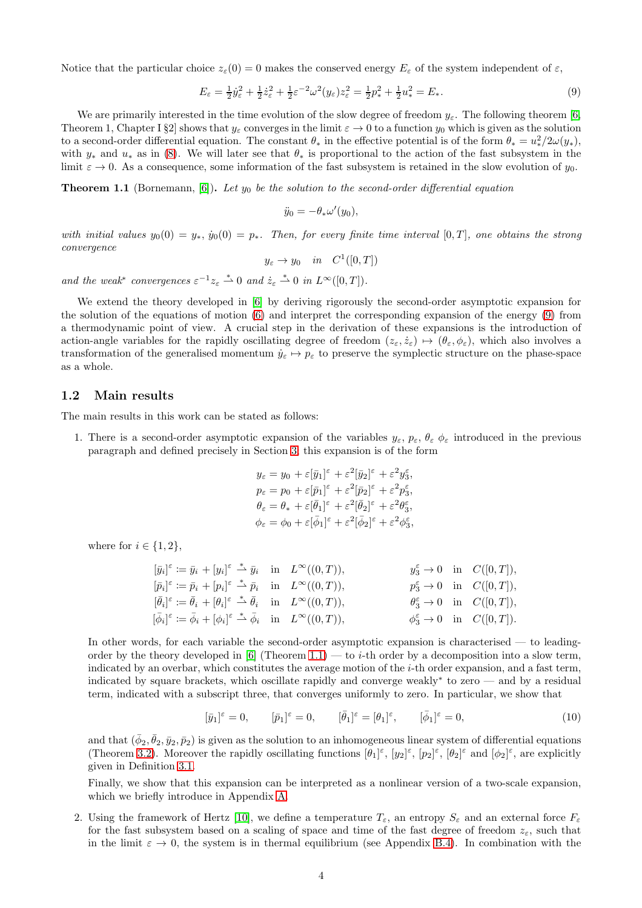Notice that the particular choice $z_\varepsilon(0) = 0$ makes the conserved energy $E_\varepsilon$ of the system independent of $\varepsilon$,

$$E_\varepsilon = \tfrac{1}{2}\dot{y}_\varepsilon^2 + \tfrac{1}{2}\dot{z}_\varepsilon^2 + \tfrac{1}{2}\varepsilon^{-2}\omega^2(y_\varepsilon)z_\varepsilon^2 = \tfrac{1}{2}p_*^2 + \tfrac{1}{2}u_*^2 = E_*. \tag{9}$$

We are primarily interested in the time evolution of the slow degree of freedom $y_\varepsilon$. The following theorem [6, Theorem 1, Chapter I §2] shows that $y_\varepsilon$ converges in the limit $\varepsilon \to 0$ to a function $y_0$ which is given as the solution to a second-order differential equation. The constant $\theta_*$ in the effective potential is of the form $\theta_* = u_*^2/2\omega(y_*)$, with $y_*$ and $u_*$ as in (8). We will later see that $\theta_*$ is proportional to the action of the fast subsystem in the limit $\varepsilon \to 0$. As a consequence, some information of the fast subsystem is retained in the slow evolution of $y_0$.

**Theorem 1.1** (Bornemann, [6])**.** *Let $y_0$ be the solution to the second-order differential equation*

$$\ddot{y}_0 = -\theta_*\omega'(y_0),$$

*with initial values $y_0(0) = y_*$, $\dot{y}_0(0) = p_*$. Then, for every finite time interval $[0,T]$, one obtains the strong convergence*

$$y_\varepsilon \to y_0 \quad \text{in} \quad C^1([0,T])$$

*and the weak\* convergences $\varepsilon^{-1}z_\varepsilon \overset{*}{\rightharpoonup} 0$ and $\dot{z}_\varepsilon \overset{*}{\rightharpoonup} 0$ in $L^\infty([0,T])$.*

We extend the theory developed in [6] by deriving rigorously the second-order asymptotic expansion for the solution of the equations of motion (6) and interpret the corresponding expansion of the energy (9) from a thermodynamic point of view. A crucial step in the derivation of these expansions is the introduction of action-angle variables for the rapidly oscillating degree of freedom $(z_\varepsilon, \dot{z}_\varepsilon) \mapsto (\theta_\varepsilon, \phi_\varepsilon)$, which also involves a transformation of the generalised momentum $\dot{y}_\varepsilon \mapsto p_\varepsilon$ to preserve the symplectic structure on the phase-space as a whole.

## 1.2 Main results

The main results in this work can be stated as follows:

1. There is a second-order asymptotic expansion of the variables $y_\varepsilon$, $p_\varepsilon$, $\theta_\varepsilon$ $\phi_\varepsilon$ introduced in the previous paragraph and defined precisely in Section 3; this expansion is of the form

$$\begin{aligned}
y_\varepsilon &= y_0 + \varepsilon[\bar{y}_1]^\varepsilon + \varepsilon^2[\bar{y}_2]^\varepsilon + \varepsilon^2 y_3^\varepsilon,\\
p_\varepsilon &= p_0 + \varepsilon[\bar{p}_1]^\varepsilon + \varepsilon^2[\bar{p}_2]^\varepsilon + \varepsilon^2 p_3^\varepsilon,\\
\theta_\varepsilon &= \theta_* + \varepsilon[\bar{\theta}_1]^\varepsilon + \varepsilon^2[\bar{\theta}_2]^\varepsilon + \varepsilon^2 \theta_3^\varepsilon,\\
\phi_\varepsilon &= \phi_0 + \varepsilon[\bar{\phi}_1]^\varepsilon + \varepsilon^2[\bar{\phi}_2]^\varepsilon + \varepsilon^2 \phi_3^\varepsilon,
\end{aligned}$$

where for $i \in \{1,2\}$,

$$\begin{aligned}
&[\bar{y}_i]^\varepsilon := \bar{y}_i + [y_i]^\varepsilon \overset{*}{\rightharpoonup} \bar{y}_i \quad \text{in} \quad L^\infty((0,T)), && y_3^\varepsilon \to 0 \quad \text{in} \quad C([0,T]),\\
&[\bar{p}_i]^\varepsilon := \bar{p}_i + [p_i]^\varepsilon \overset{*}{\rightharpoonup} \bar{p}_i \quad \text{in} \quad L^\infty((0,T)), && p_3^\varepsilon \to 0 \quad \text{in} \quad C([0,T]),\\
&[\bar{\theta}_i]^\varepsilon := \bar{\theta}_i + [\theta_i]^\varepsilon \overset{*}{\rightharpoonup} \bar{\theta}_i \quad \text{in} \quad L^\infty((0,T)), && \theta_3^\varepsilon \to 0 \quad \text{in} \quad C([0,T]),\\
&[\bar{\phi}_i]^\varepsilon := \bar{\phi}_i + [\phi_i]^\varepsilon \overset{*}{\rightharpoonup} \bar{\phi}_i \quad \text{in} \quad L^\infty((0,T)), && \phi_3^\varepsilon \to 0 \quad \text{in} \quad C([0,T]).
\end{aligned}$$

In other words, for each variable the second-order asymptotic expansion is characterised — to leading-order by the theory developed in [6] (Theorem 1.1) — to $i$-th order by a decomposition into a slow term, indicated by an overbar, which constitutes the average motion of the $i$-th order expansion, and a fast term, indicated by square brackets, which oscillate rapidly and converge weakly* to zero — and by a residual term, indicated with a subscript three, that converges uniformly to zero. In particular, we show that

$$[\bar{y}_1]^\varepsilon = 0, \qquad [\bar{p}_1]^\varepsilon = 0, \qquad [\bar{\theta}_1]^\varepsilon = [\theta_1]^\varepsilon, \qquad [\bar{\phi}_1]^\varepsilon = 0, \tag{10}$$

and that $(\bar{\phi}_2, \bar{\theta}_2, \bar{y}_2, \bar{p}_2)$ is given as the solution to an inhomogeneous linear system of differential equations (Theorem 3.2). Moreover the rapidly oscillating functions $[\theta_1]^\varepsilon$, $[y_2]^\varepsilon$, $[p_2]^\varepsilon$, $[\theta_2]^\varepsilon$ and $[\phi_2]^\varepsilon$, are explicitly given in Definition 3.1.

Finally, we show that this expansion can be interpreted as a nonlinear version of a two-scale expansion, which we briefly introduce in Appendix A.

2. Using the framework of Hertz [10], we define a temperature $T_\varepsilon$, an entropy $S_\varepsilon$ and an external force $F_\varepsilon$ for the fast subsystem based on a scaling of space and time of the fast degree of freedom $z_\varepsilon$, such that in the limit $\varepsilon \to 0$, the system is in thermal equilibrium (see Appendix B.4). In combination with the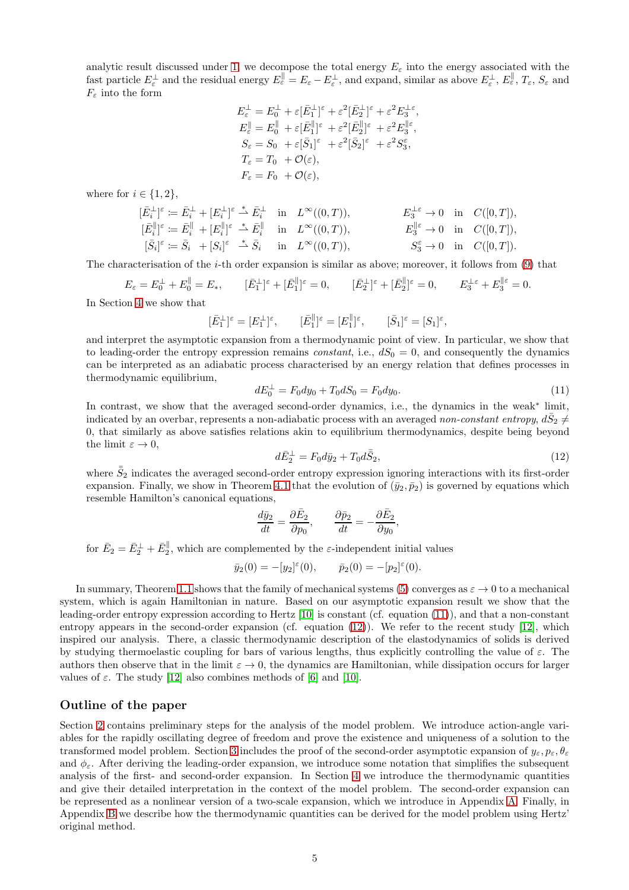analytic result discussed under 1. we decompose the total energy $E_\varepsilon$ into the energy associated with the fast particle $E_\varepsilon^\perp$ and the residual energy $E_\varepsilon^\parallel = E_\varepsilon - E_\varepsilon^\perp$, and expand, similar as above $E_\varepsilon^\perp$, $E_\varepsilon^\parallel$, $T_\varepsilon$, $S_\varepsilon$ and $F_\varepsilon$ into the form

$$
\begin{aligned}
E_\varepsilon^\perp &= E_0^\perp + \varepsilon[\bar{E}_1^\perp]^\varepsilon + \varepsilon^2[\bar{E}_2^\perp]^\varepsilon + \varepsilon^2 E_3^{\perp\varepsilon},\\
E_\varepsilon^\parallel &= E_0^\parallel + \varepsilon[\bar{E}_1^\parallel]^\varepsilon + \varepsilon^2[\bar{E}_2^\parallel]^\varepsilon + \varepsilon^2 E_3^{\parallel\varepsilon},\\
S_\varepsilon &= S_0 + \varepsilon[\bar{S}_1]^\varepsilon + \varepsilon^2[\bar{S}_2]^\varepsilon + \varepsilon^2 S_3^\varepsilon,\\
T_\varepsilon &= T_0 + \mathcal{O}(\varepsilon),\\
F_\varepsilon &= F_0 + \mathcal{O}(\varepsilon),
\end{aligned}
$$

where for $i \in \{1,2\}$,

$$
\begin{aligned}
[\bar{E}_i^\perp]^\varepsilon &:= \bar{E}_i^\perp + [E_i^\perp]^\varepsilon \overset{*}{\rightharpoonup} \bar{E}_i^\perp \quad \text{in} \quad L^\infty((0,T)), & E_3^{\perp\varepsilon} &\to 0 \quad \text{in} \quad C([0,T]),\\
[\bar{E}_i^\parallel]^\varepsilon &:= \bar{E}_i^\parallel + [E_i^\parallel]^\varepsilon \overset{*}{\rightharpoonup} \bar{E}_i^\parallel \quad \text{in} \quad L^\infty((0,T)), & E_3^{\parallel\varepsilon} &\to 0 \quad \text{in} \quad C([0,T]),\\
[\bar{S}_i]^\varepsilon &:= \bar{S}_i + [S_i]^\varepsilon \overset{*}{\rightharpoonup} \bar{S}_i \quad \text{in} \quad L^\infty((0,T)), & S_3^\varepsilon &\to 0 \quad \text{in} \quad C([0,T]).
\end{aligned}
$$

The characterisation of the $i$-th order expansion is similar as above; moreover, it follows from (9) that

$$
E_\varepsilon = E_0^\perp + E_0^\parallel = E_*, \qquad [\bar{E}_1^\perp]^\varepsilon + [\bar{E}_1^\parallel]^\varepsilon = 0, \qquad [\bar{E}_2^\perp]^\varepsilon + [\bar{E}_2^\parallel]^\varepsilon = 0, \qquad E_3^{\perp\varepsilon} + E_3^{\parallel\varepsilon} = 0.
$$

In Section 4 we show that

$$
[\bar{E}_1^\perp]^\varepsilon = [E_1^\perp]^\varepsilon, \qquad [\bar{E}_1^\parallel]^\varepsilon = [E_1^\parallel]^\varepsilon, \qquad [\bar{S}_1]^\varepsilon = [S_1]^\varepsilon,
$$

and interpret the asymptotic expansion from a thermodynamic point of view. In particular, we show that to leading-order the entropy expression remains *constant*, i.e., $dS_0 = 0$, and consequently the dynamics can be interpreted as an adiabatic process characterised by an energy relation that defines processes in thermodynamic equilibrium,

$$
dE_0^\perp = F_0 dy_0 + T_0 dS_0 = F_0 dy_0. \tag{11}
$$

In contrast, we show that the averaged second-order dynamics, i.e., the dynamics in the weak* limit, indicated by an overbar, represents a non-adiabatic process with an averaged *non-constant entropy*, $d\bar{S}_2 \neq 0$, that similarly as above satisfies relations akin to equilibrium thermodynamics, despite being beyond the limit $\varepsilon \to 0$,

$$
d\bar{E}_2^\perp = F_0 d\bar{y}_2 + T_0 d\bar{\bar{S}}_2, \tag{12}
$$

where $\bar{\bar{S}}_2$ indicates the averaged second-order entropy expression ignoring interactions with its first-order expansion. Finally, we show in Theorem 4.1 that the evolution of $(\bar{y}_2, \bar{p}_2)$ is governed by equations which resemble Hamilton's canonical equations,

$$
\frac{d\bar{y}_2}{dt} = \frac{\partial \bar{E}_2}{\partial p_0}, \qquad \frac{\partial \bar{p}_2}{dt} = -\frac{\partial \bar{E}_2}{\partial y_0},
$$

for $\bar{E}_2 = \bar{E}_2^\perp + \bar{E}_2^\parallel$, which are complemented by the $\varepsilon$-independent initial values

$$
\bar{y}_2(0) = -[y_2]^\varepsilon(0), \qquad \bar{p}_2(0) = -[p_2]^\varepsilon(0).
$$

In summary, Theorem 1.1 shows that the family of mechanical systems (5) converges as $\varepsilon \to 0$ to a mechanical system, which is again Hamiltonian in nature. Based on our asymptotic expansion result we show that the leading-order entropy expression according to Hertz [10] is constant (cf. equation (11)), and that a non-constant entropy appears in the second-order expansion (cf. equation (12)). We refer to the recent study [12], which inspired our analysis. There, a classic thermodynamic description of the elastodynamics of solids is derived by studying thermoelastic coupling for bars of various lengths, thus explicitly controlling the value of $\varepsilon$. The authors then observe that in the limit $\varepsilon \to 0$, the dynamics are Hamiltonian, while dissipation occurs for larger values of $\varepsilon$. The study [12] also combines methods of [6] and [10].

## Outline of the paper

Section 2 contains preliminary steps for the analysis of the model problem. We introduce action-angle variables for the rapidly oscillating degree of freedom and prove the existence and uniqueness of a solution to the transformed model problem. Section 3 includes the proof of the second-order asymptotic expansion of $y_\varepsilon, p_\varepsilon, \theta_\varepsilon$ and $\phi_\varepsilon$. After deriving the leading-order expansion, we introduce some notation that simplifies the subsequent analysis of the first- and second-order expansion. In Section 4 we introduce the thermodynamic quantities and give their detailed interpretation in the context of the model problem. The second-order expansion can be represented as a nonlinear version of a two-scale expansion, which we introduce in Appendix A. Finally, in Appendix B we describe how the thermodynamic quantities can be derived for the model problem using Hertz' original method.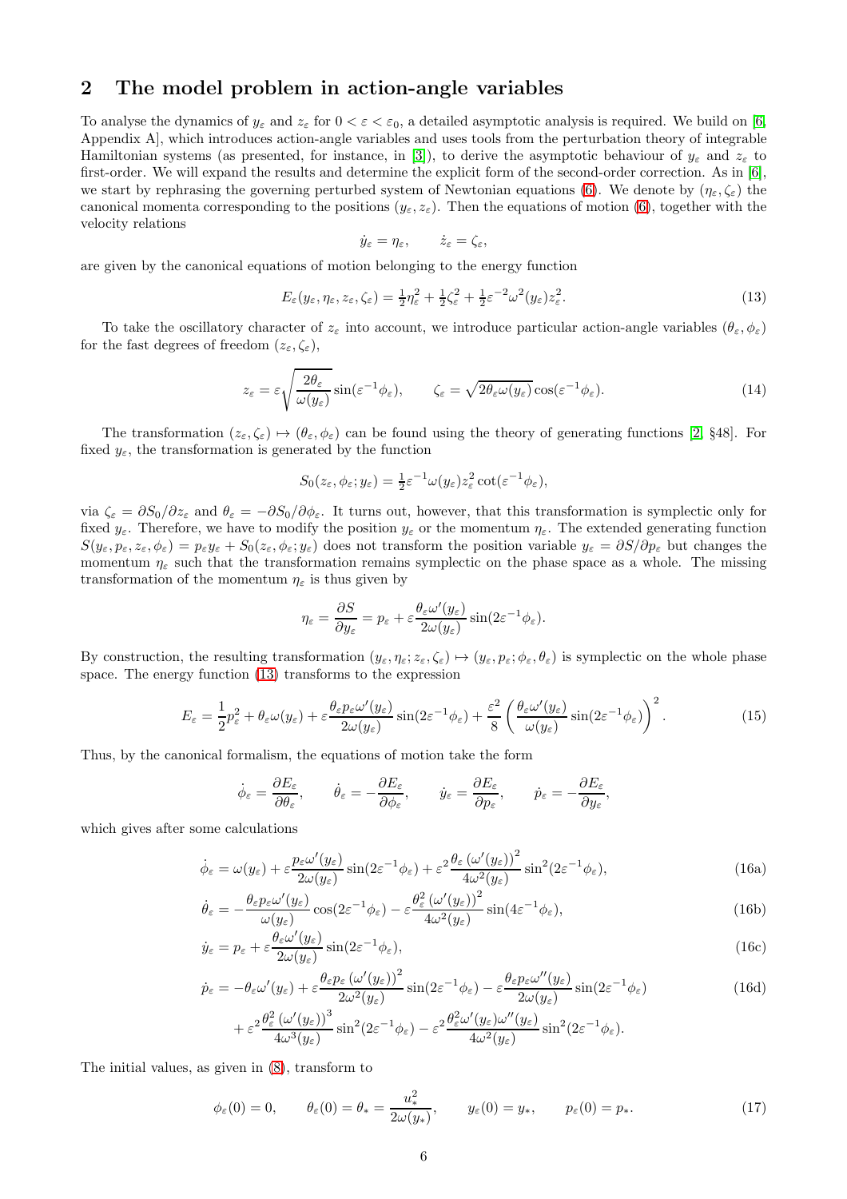## 2 The model problem in action-angle variables

To analyse the dynamics of $y_\varepsilon$ and $z_\varepsilon$ for $0 < \varepsilon < \varepsilon_0$, a detailed asymptotic analysis is required. We build on [6, Appendix A], which introduces action-angle variables and uses tools from the perturbation theory of integrable Hamiltonian systems (as presented, for instance, in [3]), to derive the asymptotic behaviour of $y_\varepsilon$ and $z_\varepsilon$ to first-order. We will expand the results and determine the explicit form of the second-order correction. As in [6], we start by rephrasing the governing perturbed system of Newtonian equations (6). We denote by $(\eta_\varepsilon, \zeta_\varepsilon)$ the canonical momenta corresponding to the positions $(y_\varepsilon, z_\varepsilon)$. Then the equations of motion (6), together with the velocity relations

$$\dot{y}_\varepsilon = \eta_\varepsilon, \qquad \dot{z}_\varepsilon = \zeta_\varepsilon,$$

are given by the canonical equations of motion belonging to the energy function

$$E_\varepsilon(y_\varepsilon, \eta_\varepsilon, z_\varepsilon, \zeta_\varepsilon) = \tfrac{1}{2}\eta_\varepsilon^2 + \tfrac{1}{2}\zeta_\varepsilon^2 + \tfrac{1}{2}\varepsilon^{-2}\omega^2(y_\varepsilon)z_\varepsilon^2. \tag{13}$$

To take the oscillatory character of $z_\varepsilon$ into account, we introduce particular action-angle variables $(\theta_\varepsilon, \phi_\varepsilon)$ for the fast degrees of freedom $(z_\varepsilon, \zeta_\varepsilon)$,

$$z_\varepsilon = \varepsilon\sqrt{\frac{2\theta_\varepsilon}{\omega(y_\varepsilon)}}\sin(\varepsilon^{-1}\phi_\varepsilon), \qquad \zeta_\varepsilon = \sqrt{2\theta_\varepsilon\omega(y_\varepsilon)}\cos(\varepsilon^{-1}\phi_\varepsilon). \tag{14}$$

The transformation $(z_\varepsilon, \zeta_\varepsilon) \mapsto (\theta_\varepsilon, \phi_\varepsilon)$ can be found using the theory of generating functions [2, §48]. For fixed $y_\varepsilon$, the transformation is generated by the function

$$S_0(z_\varepsilon, \phi_\varepsilon; y_\varepsilon) = \tfrac{1}{2}\varepsilon^{-1}\omega(y_\varepsilon)z_\varepsilon^2\cot(\varepsilon^{-1}\phi_\varepsilon),$$

via $\zeta_\varepsilon = \partial S_0/\partial z_\varepsilon$ and $\theta_\varepsilon = -\partial S_0/\partial\phi_\varepsilon$. It turns out, however, that this transformation is symplectic only for fixed $y_\varepsilon$. Therefore, we have to modify the position $y_\varepsilon$ or the momentum $\eta_\varepsilon$. The extended generating function $S(y_\varepsilon, p_\varepsilon, z_\varepsilon, \phi_\varepsilon) = p_\varepsilon y_\varepsilon + S_0(z_\varepsilon, \phi_\varepsilon; y_\varepsilon)$ does not transform the position variable $y_\varepsilon = \partial S/\partial p_\varepsilon$ but changes the momentum $\eta_\varepsilon$ such that the transformation remains symplectic on the phase space as a whole. The missing transformation of the momentum $\eta_\varepsilon$ is thus given by

$$\eta_\varepsilon = \frac{\partial S}{\partial y_\varepsilon} = p_\varepsilon + \varepsilon\frac{\theta_\varepsilon\omega'(y_\varepsilon)}{2\omega(y_\varepsilon)}\sin(2\varepsilon^{-1}\phi_\varepsilon).$$

By construction, the resulting transformation $(y_\varepsilon, \eta_\varepsilon; z_\varepsilon, \zeta_\varepsilon) \mapsto (y_\varepsilon, p_\varepsilon; \phi_\varepsilon, \theta_\varepsilon)$ is symplectic on the whole phase space. The energy function (13) transforms to the expression

$$E_\varepsilon = \frac{1}{2}p_\varepsilon^2 + \theta_\varepsilon\omega(y_\varepsilon) + \varepsilon\frac{\theta_\varepsilon p_\varepsilon\omega'(y_\varepsilon)}{2\omega(y_\varepsilon)}\sin(2\varepsilon^{-1}\phi_\varepsilon) + \frac{\varepsilon^2}{8}\left(\frac{\theta_\varepsilon\omega'(y_\varepsilon)}{\omega(y_\varepsilon)}\sin(2\varepsilon^{-1}\phi_\varepsilon)\right)^2. \tag{15}$$

Thus, by the canonical formalism, the equations of motion take the form

$$\dot{\phi}_\varepsilon = \frac{\partial E_\varepsilon}{\partial\theta_\varepsilon}, \qquad \dot{\theta}_\varepsilon = -\frac{\partial E_\varepsilon}{\partial\phi_\varepsilon}, \qquad \dot{y}_\varepsilon = \frac{\partial E_\varepsilon}{\partial p_\varepsilon}, \qquad \dot{p}_\varepsilon = -\frac{\partial E_\varepsilon}{\partial y_\varepsilon},$$

which gives after some calculations

$$\dot{\phi}_\varepsilon = \omega(y_\varepsilon) + \varepsilon\frac{p_\varepsilon\omega'(y_\varepsilon)}{2\omega(y_\varepsilon)}\sin(2\varepsilon^{-1}\phi_\varepsilon) + \varepsilon^2\frac{\theta_\varepsilon\left(\omega'(y_\varepsilon)\right)^2}{4\omega^2(y_\varepsilon)}\sin^2(2\varepsilon^{-1}\phi_\varepsilon), \tag{16a}$$

$$\dot{\theta}_\varepsilon = -\frac{\theta_\varepsilon p_\varepsilon\omega'(y_\varepsilon)}{\omega(y_\varepsilon)}\cos(2\varepsilon^{-1}\phi_\varepsilon) - \varepsilon\frac{\theta_\varepsilon^2\left(\omega'(y_\varepsilon)\right)^2}{4\omega^2(y_\varepsilon)}\sin(4\varepsilon^{-1}\phi_\varepsilon), \tag{16b}$$

$$\dot{y}_\varepsilon = p_\varepsilon + \varepsilon\frac{\theta_\varepsilon\omega'(y_\varepsilon)}{2\omega(y_\varepsilon)}\sin(2\varepsilon^{-1}\phi_\varepsilon), \tag{16c}$$

$$\begin{aligned}\dot{p}_\varepsilon = &-\theta_\varepsilon\omega'(y_\varepsilon) + \varepsilon\frac{\theta_\varepsilon p_\varepsilon\left(\omega'(y_\varepsilon)\right)^2}{2\omega^2(y_\varepsilon)}\sin(2\varepsilon^{-1}\phi_\varepsilon) - \varepsilon\frac{\theta_\varepsilon p_\varepsilon\omega''(y_\varepsilon)}{2\omega(y_\varepsilon)}\sin(2\varepsilon^{-1}\phi_\varepsilon) \\ &+ \varepsilon^2\frac{\theta_\varepsilon^2\left(\omega'(y_\varepsilon)\right)^3}{4\omega^3(y_\varepsilon)}\sin^2(2\varepsilon^{-1}\phi_\varepsilon) - \varepsilon^2\frac{\theta_\varepsilon^2\omega'(y_\varepsilon)\omega''(y_\varepsilon)}{4\omega^2(y_\varepsilon)}\sin^2(2\varepsilon^{-1}\phi_\varepsilon).\end{aligned} \tag{16d}$$

The initial values, as given in (8), transform to

$$\phi_\varepsilon(0) = 0, \qquad \theta_\varepsilon(0) = \theta_* = \frac{u_*^2}{2\omega(y_*)}, \qquad y_\varepsilon(0) = y_*, \qquad p_\varepsilon(0) = p_*. \tag{17}$$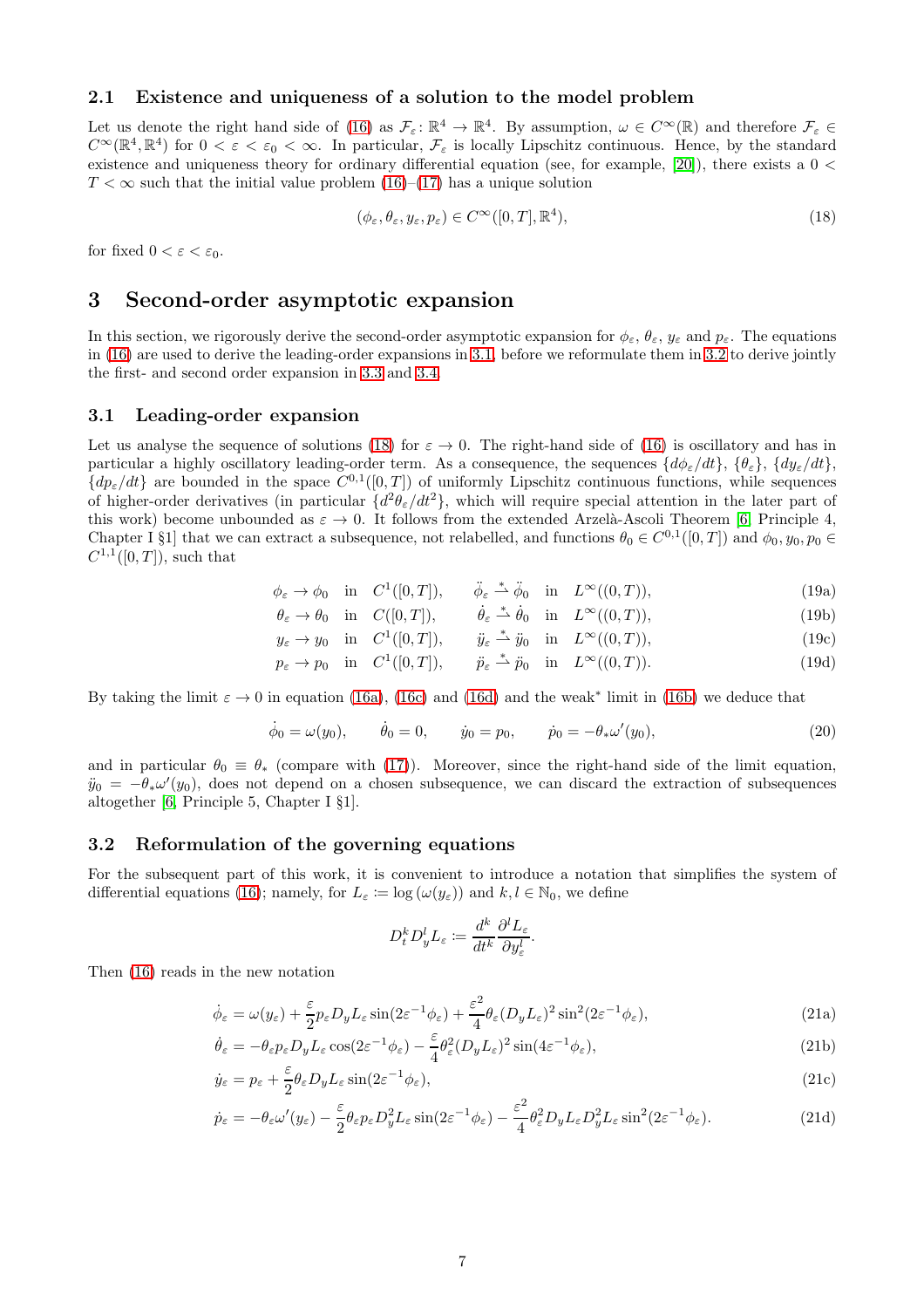### 2.1 Existence and uniqueness of a solution to the model problem

Let us denote the right hand side of (16) as $\mathcal{F}_\varepsilon \colon \mathbb{R}^4 \to \mathbb{R}^4$. By assumption, $\omega \in C^\infty(\mathbb{R})$ and therefore $\mathcal{F}_\varepsilon \in C^\infty(\mathbb{R}^4, \mathbb{R}^4)$ for $0 < \varepsilon < \varepsilon_0 < \infty$. In particular, $\mathcal{F}_\varepsilon$ is locally Lipschitz continuous. Hence, by the standard existence and uniqueness theory for ordinary differential equation (see, for example, [20]), there exists a $0 < T < \infty$ such that the initial value problem (16)–(17) has a unique solution

$$(\phi_\varepsilon, \theta_\varepsilon, y_\varepsilon, p_\varepsilon) \in C^\infty([0,T], \mathbb{R}^4), \tag{18}$$

for fixed $0 < \varepsilon < \varepsilon_0$.

# 3 Second-order asymptotic expansion

In this section, we rigorously derive the second-order asymptotic expansion for $\phi_\varepsilon$, $\theta_\varepsilon$, $y_\varepsilon$ and $p_\varepsilon$. The equations in (16) are used to derive the leading-order expansions in 3.1, before we reformulate them in 3.2 to derive jointly the first- and second order expansion in 3.3 and 3.4.

## 3.1 Leading-order expansion

Let us analyse the sequence of solutions (18) for $\varepsilon \to 0$. The right-hand side of (16) is oscillatory and has in particular a highly oscillatory leading-order term. As a consequence, the sequences $\{d\phi_\varepsilon/dt\}$, $\{\theta_\varepsilon\}$, $\{dy_\varepsilon/dt\}$, $\{dp_\varepsilon/dt\}$ are bounded in the space $C^{0,1}([0,T])$ of uniformly Lipschitz continuous functions, while sequences of higher-order derivatives (in particular $\{d^2\theta_\varepsilon/dt^2\}$, which will require special attention in the later part of this work) become unbounded as $\varepsilon \to 0$. It follows from the extended Arzelà-Ascoli Theorem [6, Principle 4, Chapter I §1] that we can extract a subsequence, not relabelled, and functions $\theta_0 \in C^{0,1}([0,T])$ and $\phi_0, y_0, p_0 \in C^{1,1}([0,T])$, such that

$$\phi_\varepsilon \to \phi_0 \quad \text{in} \quad C^1([0,T]), \qquad \ddot{\phi}_\varepsilon \overset{*}{\rightharpoonup} \ddot{\phi}_0 \quad \text{in} \quad L^\infty((0,T)), \tag{19a}$$

$$\theta_\varepsilon \to \theta_0 \quad \text{in} \quad C([0,T]), \qquad \dot{\theta}_\varepsilon \overset{*}{\rightharpoonup} \dot{\theta}_0 \quad \text{in} \quad L^\infty((0,T)), \tag{19b}$$

$$y_\varepsilon \to y_0 \quad \text{in} \quad C^1([0,T]), \qquad \ddot{y}_\varepsilon \overset{*}{\rightharpoonup} \ddot{y}_0 \quad \text{in} \quad L^\infty((0,T)), \tag{19c}$$

$$p_\varepsilon \to p_0 \quad \text{in} \quad C^1([0,T]), \qquad \ddot{p}_\varepsilon \overset{*}{\rightharpoonup} \ddot{p}_0 \quad \text{in} \quad L^\infty((0,T)). \tag{19d}$$

By taking the limit $\varepsilon \to 0$ in equation (16a), (16c) and (16d) and the weak* limit in (16b) we deduce that

$$\dot{\phi}_0 = \omega(y_0), \qquad \dot{\theta}_0 = 0, \qquad \dot{y}_0 = p_0, \qquad \dot{p}_0 = -\theta_* \omega'(y_0), \tag{20}$$

and in particular $\theta_0 \equiv \theta_*$ (compare with (17)). Moreover, since the right-hand side of the limit equation, $\ddot{y}_0 = -\theta_* \omega'(y_0)$, does not depend on a chosen subsequence, we can discard the extraction of subsequences altogether [6, Principle 5, Chapter I §1].

## 3.2 Reformulation of the governing equations

For the subsequent part of this work, it is convenient to introduce a notation that simplifies the system of differential equations (16); namely, for $L_\varepsilon := \log(\omega(y_\varepsilon))$ and $k, l \in \mathbb{N}_0$, we define

$$D_t^k D_y^l L_\varepsilon := \frac{d^k}{dt^k} \frac{\partial^l L_\varepsilon}{\partial y_\varepsilon^l}.$$

Then (16) reads in the new notation

$$\dot{\phi}_\varepsilon = \omega(y_\varepsilon) + \frac{\varepsilon}{2} p_\varepsilon D_y L_\varepsilon \sin(2\varepsilon^{-1}\phi_\varepsilon) + \frac{\varepsilon^2}{4} \theta_\varepsilon (D_y L_\varepsilon)^2 \sin^2(2\varepsilon^{-1}\phi_\varepsilon), \tag{21a}$$

$$\dot{\theta}_\varepsilon = -\theta_\varepsilon p_\varepsilon D_y L_\varepsilon \cos(2\varepsilon^{-1}\phi_\varepsilon) - \frac{\varepsilon}{4} \theta_\varepsilon^2 (D_y L_\varepsilon)^2 \sin(4\varepsilon^{-1}\phi_\varepsilon), \tag{21b}$$

$$\dot{y}_\varepsilon = p_\varepsilon + \frac{\varepsilon}{2} \theta_\varepsilon D_y L_\varepsilon \sin(2\varepsilon^{-1}\phi_\varepsilon), \tag{21c}$$

$$\dot{p}_\varepsilon = -\theta_\varepsilon \omega'(y_\varepsilon) - \frac{\varepsilon}{2} \theta_\varepsilon p_\varepsilon D_y^2 L_\varepsilon \sin(2\varepsilon^{-1}\phi_\varepsilon) - \frac{\varepsilon^2}{4} \theta_\varepsilon^2 D_y L_\varepsilon D_y^2 L_\varepsilon \sin^2(2\varepsilon^{-1}\phi_\varepsilon). \tag{21d}$$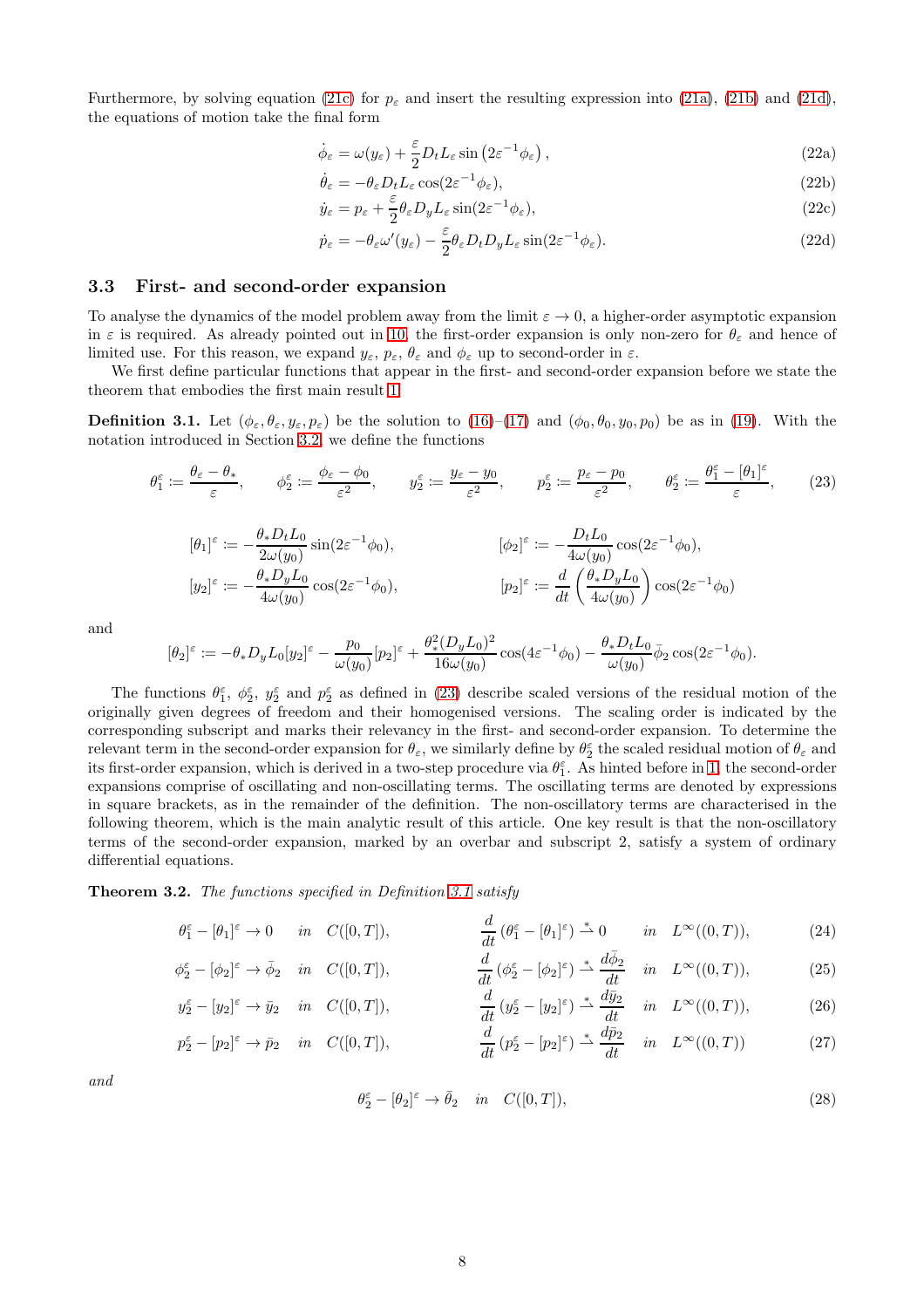Furthermore, by solving equation (21c) for $p_\varepsilon$ and insert the resulting expression into (21a), (21b) and (21d), the equations of motion take the final form

$$\dot{\phi}_\varepsilon = \omega(y_\varepsilon) + \frac{\varepsilon}{2} D_t L_\varepsilon \sin\left(2\varepsilon^{-1}\phi_\varepsilon\right), \tag{22a}$$

$$\dot{\theta}_\varepsilon = -\theta_\varepsilon D_t L_\varepsilon \cos(2\varepsilon^{-1}\phi_\varepsilon), \tag{22b}$$

$$\dot{y}_\varepsilon = p_\varepsilon + \frac{\varepsilon}{2}\theta_\varepsilon D_y L_\varepsilon \sin(2\varepsilon^{-1}\phi_\varepsilon), \tag{22c}$$

$$\dot{p}_\varepsilon = -\theta_\varepsilon \omega'(y_\varepsilon) - \frac{\varepsilon}{2}\theta_\varepsilon D_t D_y L_\varepsilon \sin(2\varepsilon^{-1}\phi_\varepsilon). \tag{22d}$$

### 3.3 First- and second-order expansion

To analyse the dynamics of the model problem away from the limit $\varepsilon \to 0$, a higher-order asymptotic expansion in $\varepsilon$ is required. As already pointed out in 10, the first-order expansion is only non-zero for $\theta_\varepsilon$ and hence of limited use. For this reason, we expand $y_\varepsilon$, $p_\varepsilon$, $\theta_\varepsilon$ and $\phi_\varepsilon$ up to second-order in $\varepsilon$.

We first define particular functions that appear in the first- and second-order expansion before we state the theorem that embodies the first main result 1.

**Definition 3.1.** Let $(\phi_\varepsilon, \theta_\varepsilon, y_\varepsilon, p_\varepsilon)$ be the solution to (16)–(17) and $(\phi_0, \theta_0, y_0, p_0)$ be as in (19). With the notation introduced in Section 3.2, we define the functions

$$\theta_1^\varepsilon \coloneqq \frac{\theta_\varepsilon - \theta_*}{\varepsilon}, \qquad \phi_2^\varepsilon \coloneqq \frac{\phi_\varepsilon - \phi_0}{\varepsilon^2}, \qquad y_2^\varepsilon \coloneqq \frac{y_\varepsilon - y_0}{\varepsilon^2}, \qquad p_2^\varepsilon \coloneqq \frac{p_\varepsilon - p_0}{\varepsilon^2}, \qquad \theta_2^\varepsilon \coloneqq \frac{\theta_1^\varepsilon - [\theta_1]^\varepsilon}{\varepsilon}, \tag{23}$$

$$[\theta_1]^\varepsilon \coloneqq -\frac{\theta_* D_t L_0}{2\omega(y_0)}\sin(2\varepsilon^{-1}\phi_0), \qquad [\phi_2]^\varepsilon \coloneqq -\frac{D_t L_0}{4\omega(y_0)}\cos(2\varepsilon^{-1}\phi_0),$$

$$[y_2]^\varepsilon \coloneqq -\frac{\theta_* D_y L_0}{4\omega(y_0)}\cos(2\varepsilon^{-1}\phi_0), \qquad [p_2]^\varepsilon \coloneqq \frac{d}{dt}\left(\frac{\theta_* D_y L_0}{4\omega(y_0)}\right)\cos(2\varepsilon^{-1}\phi_0)$$

and

$$[\theta_2]^\varepsilon \coloneqq -\theta_* D_y L_0 [y_2]^\varepsilon - \frac{p_0}{\omega(y_0)}[p_2]^\varepsilon + \frac{\theta_*^2 (D_y L_0)^2}{16\omega(y_0)}\cos(4\varepsilon^{-1}\phi_0) - \frac{\theta_* D_t L_0}{\omega(y_0)}\bar{\phi}_2 \cos(2\varepsilon^{-1}\phi_0).$$

The functions $\theta_1^\varepsilon$, $\phi_2^\varepsilon$, $y_2^\varepsilon$ and $p_2^\varepsilon$ as defined in (23) describe scaled versions of the residual motion of the originally given degrees of freedom and their homogenised versions. The scaling order is indicated by the corresponding subscript and marks their relevancy in the first- and second-order expansion. To determine the relevant term in the second-order expansion for $\theta_\varepsilon$, we similarly define by $\theta_2^\varepsilon$ the scaled residual motion of $\theta_\varepsilon$ and its first-order expansion, which is derived in a two-step procedure via $\theta_1^\varepsilon$. As hinted before in 1, the second-order expansions comprise of oscillating and non-oscillating terms. The oscillating terms are denoted by expressions in square brackets, as in the remainder of the definition. The non-oscillatory terms are characterised in the following theorem, which is the main analytic result of this article. One key result is that the non-oscillatory terms of the second-order expansion, marked by an overbar and subscript 2, satisfy a system of ordinary differential equations.

**Theorem 3.2.** *The functions specified in Definition 3.1 satisfy*

$$\theta_1^\varepsilon - [\theta_1]^\varepsilon \to 0 \quad in \quad C([0,T]), \qquad \frac{d}{dt}\left(\theta_1^\varepsilon - [\theta_1]^\varepsilon\right) \overset{*}{\rightharpoonup} 0 \quad in \quad L^\infty((0,T)), \tag{24}$$

$$\phi_2^\varepsilon - [\phi_2]^\varepsilon \to \bar{\phi}_2 \quad in \quad C([0,T]), \qquad \frac{d}{dt}\left(\phi_2^\varepsilon - [\phi_2]^\varepsilon\right) \overset{*}{\rightharpoonup} \frac{d\bar{\phi}_2}{dt} \quad in \quad L^\infty((0,T)), \tag{25}$$

$$y_2^\varepsilon - [y_2]^\varepsilon \to \bar{y}_2 \quad in \quad C([0,T]), \qquad \frac{d}{dt}\left(y_2^\varepsilon - [y_2]^\varepsilon\right) \overset{*}{\rightharpoonup} \frac{d\bar{y}_2}{dt} \quad in \quad L^\infty((0,T)), \tag{26}$$

$$p_2^\varepsilon - [p_2]^\varepsilon \to \bar{p}_2 \quad in \quad C([0,T]), \qquad \frac{d}{dt}\left(p_2^\varepsilon - [p_2]^\varepsilon\right) \overset{*}{\rightharpoonup} \frac{d\bar{p}_2}{dt} \quad in \quad L^\infty((0,T)) \tag{27}$$

*and*

$$\theta_2^\varepsilon - [\theta_2]^\varepsilon \to \bar{\theta}_2 \quad in \quad C([0,T]), \tag{28}$$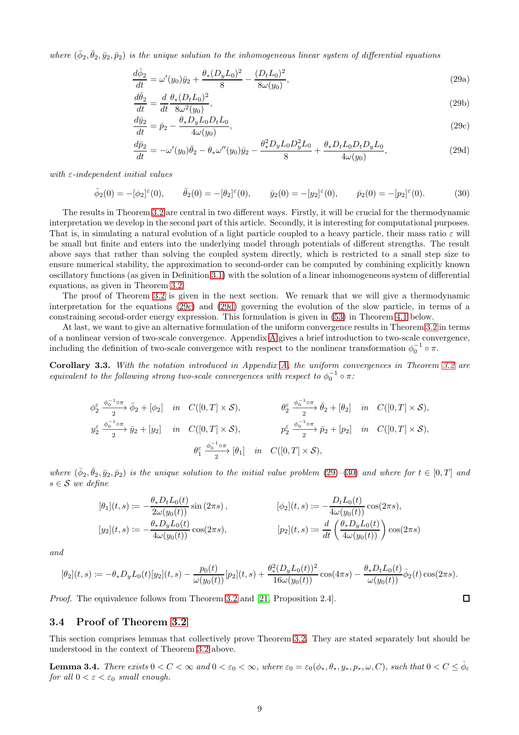*where* $(\bar{\phi}_2, \bar{\theta}_2, \bar{y}_2, \bar{p}_2)$ *is the unique solution to the inhomogeneous linear system of differential equations*

$$\frac{d\bar{\phi}_2}{dt} = \omega'(y_0)\bar{y}_2 + \frac{\theta_*(D_y L_0)^2}{8} - \frac{(D_t L_0)^2}{8\omega(y_0)}, \tag{29a}$$

$$\frac{d\bar{\theta}_2}{dt} = \frac{d}{dt}\frac{\theta_*(D_t L_0)^2}{8\omega^2(y_0)}, \tag{29b}$$

$$\frac{d\bar{y}_2}{dt} = \bar{p}_2 - \frac{\theta_* D_y L_0 D_t L_0}{4\omega(y_0)}, \tag{29c}$$

$$\frac{d\bar{p}_2}{dt} = -\omega'(y_0)\bar{\theta}_2 - \theta_*\omega''(y_0)\bar{y}_2 - \frac{\theta_*^2 D_y L_0 D_y^2 L_0}{8} + \frac{\theta_* D_t L_0 D_t D_y L_0}{4\omega(y_0)}, \tag{29d}$$

*with* $\varepsilon$*-independent initial values*

$$\bar{\phi}_2(0) = -[\phi_2]^\varepsilon(0), \qquad \bar{\theta}_2(0) = -[\theta_2]^\varepsilon(0), \qquad \bar{y}_2(0) = -[y_2]^\varepsilon(0), \qquad \bar{p}_2(0) = -[p_2]^\varepsilon(0). \tag{30}$$

The results in Theorem 3.2 are central in two different ways. Firstly, it will be crucial for the thermodynamic interpretation we develop in the second part of this article. Secondly, it is interesting for computational purposes. That is, in simulating a natural evolution of a light particle coupled to a heavy particle, their mass ratio $\varepsilon$ will be small but finite and enters into the underlying model through potentials of different strengths. The result above says that rather than solving the coupled system directly, which is restricted to a small step size to ensure numerical stability, the approximation to second-order can be computed by combining explicitly known oscillatory functions (as given in Definition 3.1) with the solution of a linear inhomogeneous system of differential equations, as given in Theorem 3.2.

The proof of Theorem 3.2 is given in the next section. We remark that we will give a thermodynamic interpretation for the equations (29c) and (29d) governing the evolution of the slow particle, in terms of a constraining second-order energy expression. This formulation is given in (53) in Theorem 4.1 below.

At last, we want to give an alternative formulation of the uniform convergence results in Theorem 3.2 in terms of a nonlinear version of two-scale convergence. Appendix A gives a brief introduction to two-scale convergence, including the definition of two-scale convergence with respect to the nonlinear transformation $\phi_0^{-1}\circ\pi$.

**Corollary 3.3.** *With the notation introduced in Appendix A, the uniform convergences in Theorem 3.2 are equivalent to the following strong two-scale convergences with respect to* $\phi_0^{-1}\circ\pi$*:*

$$\phi_2^\varepsilon \xrightarrow[2]{\phi_0^{-1}\circ\pi} \bar{\phi}_2 + [\phi_2] \quad in \quad C([0,T]\times\mathcal{S}), \qquad \theta_2^\varepsilon \xrightarrow[2]{\phi_0^{-1}\circ\pi} \bar{\theta}_2 + [\theta_2] \quad in \quad C([0,T]\times\mathcal{S}),$$

$$y_2^\varepsilon \xrightarrow[2]{\phi_0^{-1}\circ\pi} \bar{y}_2 + [y_2] \quad in \quad C([0,T]\times\mathcal{S}), \qquad p_2^\varepsilon \xrightarrow[2]{\phi_0^{-1}\circ\pi} \bar{p}_2 + [p_2] \quad in \quad C([0,T]\times\mathcal{S}),$$

$$\theta_1^\varepsilon \xrightarrow[2]{\phi_0^{-1}\circ\pi} [\theta_1] \quad in \quad C([0,T]\times\mathcal{S}),$$

*where* $(\bar{\phi}_2, \bar{\theta}_2, \bar{y}_2, \bar{p}_2)$ *is the unique solution to the initial value problem (29)–(30) and where for* $t\in[0,T]$ *and* $s\in\mathcal{S}$ *we define*

$$[\theta_1](t,s) := -\frac{\theta_* D_t L_0(t)}{2\omega(y_0(t))}\sin(2\pi s), \qquad [\phi_2](t,s) := -\frac{D_t L_0(t)}{4\omega(y_0(t))}\cos(2\pi s),$$

$$[y_2](t,s) := -\frac{\theta_* D_y L_0(t)}{4\omega(y_0(t))}\cos(2\pi s), \qquad [p_2](t,s) := \frac{d}{dt}\left(\frac{\theta_* D_y L_0(t)}{4\omega(y_0(t))}\right)\cos(2\pi s)$$

*and*

$$[\theta_2](t,s) := -\theta_* D_y L_0(t)[y_2](t,s) - \frac{p_0(t)}{\omega(y_0(t))}[p_2](t,s) + \frac{\theta_*^2(D_y L_0(t))^2}{16\omega(y_0(t))}\cos(4\pi s) - \frac{\theta_* D_t L_0(t)}{\omega(y_0(t))}\bar{\phi}_2(t)\cos(2\pi s).$$

*Proof.* The equivalence follows from Theorem 3.2 and [21, Proposition 2.4]. ∎

## 3.4 Proof of Theorem 3.2

This section comprises lemmas that collectively prove Theorem 3.2. They are stated separately but should be understood in the context of Theorem 3.2 above.

**Lemma 3.4.** *There exists* $0 < C < \infty$ *and* $0 < \varepsilon_0 < \infty$*, where* $\varepsilon_0 = \varepsilon_0(\phi_*, \theta_*, y_*, p_*, \omega, C)$*, such that* $0 < C \le \dot{\phi}_\varepsilon$ *for all* $0 < \varepsilon < \varepsilon_0$ *small enough.*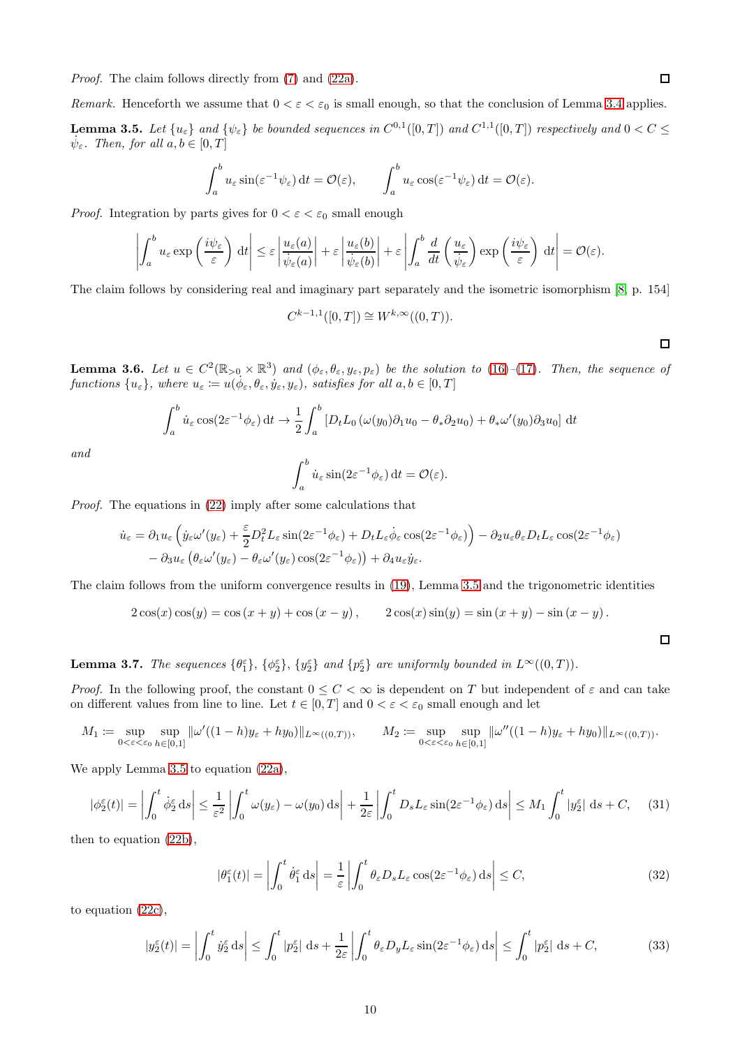*Proof.* The claim follows directly from (7) and (22a). □

*Remark.* Henceforth we assume that $0 < \varepsilon < \varepsilon_0$ is small enough, so that the conclusion of Lemma 3.4 applies.

**Lemma 3.5.** *Let $\{u_\varepsilon\}$ and $\{\psi_\varepsilon\}$ be bounded sequences in $C^{0,1}([0,T])$ and $C^{1,1}([0,T])$ respectively and $0 < C \leq \dot{\psi}_\varepsilon$. Then, for all $a, b \in [0,T]$*

$$\int_a^b u_\varepsilon \sin(\varepsilon^{-1}\psi_\varepsilon)\,\mathrm{d}t = \mathcal{O}(\varepsilon), \qquad \int_a^b u_\varepsilon \cos(\varepsilon^{-1}\psi_\varepsilon)\,\mathrm{d}t = \mathcal{O}(\varepsilon).$$

*Proof.* Integration by parts gives for $0 < \varepsilon < \varepsilon_0$ small enough

$$\left|\int_a^b u_\varepsilon \exp\left(\frac{i\psi_\varepsilon}{\varepsilon}\right)\mathrm{d}t\right| \leq \varepsilon\left|\frac{u_\varepsilon(a)}{\dot{\psi}_\varepsilon(a)}\right| + \varepsilon\left|\frac{u_\varepsilon(b)}{\dot{\psi}_\varepsilon(b)}\right| + \varepsilon\left|\int_a^b \frac{d}{dt}\left(\frac{u_\varepsilon}{\dot{\psi}_\varepsilon}\right)\exp\left(\frac{i\psi_\varepsilon}{\varepsilon}\right)\mathrm{d}t\right| = \mathcal{O}(\varepsilon).$$

The claim follows by considering real and imaginary part separately and the isometric isomorphism [8, p. 154]

$$C^{k-1,1}([0,T]) \cong W^{k,\infty}((0,T)).$$

□

**Lemma 3.6.** *Let $u \in C^2(\mathbb{R}_{>0} \times \mathbb{R}^3)$ and $(\phi_\varepsilon, \theta_\varepsilon, y_\varepsilon, p_\varepsilon)$ be the solution to (16)–(17). Then, the sequence of functions $\{u_\varepsilon\}$, where $u_\varepsilon := u(\phi_\varepsilon, \theta_\varepsilon, \dot{y}_\varepsilon, y_\varepsilon)$, satisfies for all $a, b \in [0,T]$*

$$\int_a^b \dot{u}_\varepsilon \cos(2\varepsilon^{-1}\phi_\varepsilon)\,\mathrm{d}t \to \frac{1}{2}\int_a^b \left[D_t L_0\left(\omega(y_0)\partial_1 u_0 - \theta_* \partial_2 u_0\right) + \theta_* \omega'(y_0)\partial_3 u_0\right]\mathrm{d}t$$

*and*

$$\int_a^b \dot{u}_\varepsilon \sin(2\varepsilon^{-1}\phi_\varepsilon)\,\mathrm{d}t = \mathcal{O}(\varepsilon).$$

*Proof.* The equations in (22) imply after some calculations that

$$\begin{aligned}
\dot{u}_\varepsilon = {} & \partial_1 u_\varepsilon\left(\dot{y}_\varepsilon \omega'(y_\varepsilon) + \frac{\varepsilon}{2}D_t^2 L_\varepsilon \sin(2\varepsilon^{-1}\phi_\varepsilon) + D_t L_\varepsilon \dot{\phi}_\varepsilon \cos(2\varepsilon^{-1}\phi_\varepsilon)\right) - \partial_2 u_\varepsilon \theta_\varepsilon D_t L_\varepsilon \cos(2\varepsilon^{-1}\phi_\varepsilon) \\
& - \partial_3 u_\varepsilon\left(\theta_\varepsilon \omega'(y_\varepsilon) - \theta_\varepsilon \omega'(y_\varepsilon)\cos(2\varepsilon^{-1}\phi_\varepsilon)\right) + \partial_4 u_\varepsilon \dot{y}_\varepsilon.
\end{aligned}$$

The claim follows from the uniform convergence results in (19), Lemma 3.5 and the trigonometric identities

$$2\cos(x)\cos(y) = \cos(x+y) + \cos(x-y), \qquad 2\cos(x)\sin(y) = \sin(x+y) - \sin(x-y).$$

□

**Lemma 3.7.** *The sequences $\{\theta_1^\varepsilon\}$, $\{\phi_2^\varepsilon\}$, $\{y_2^\varepsilon\}$ and $\{p_2^\varepsilon\}$ are uniformly bounded in $L^\infty((0,T))$.*

*Proof.* In the following proof, the constant $0 \leq C < \infty$ is dependent on $T$ but independent of $\varepsilon$ and can take on different values from line to line. Let $t \in [0,T]$ and $0 < \varepsilon < \varepsilon_0$ small enough and let

$$M_1 := \sup_{0<\varepsilon<\varepsilon_0} \sup_{h\in[0,1]} \|\omega'((1-h)y_\varepsilon + hy_0)\|_{L^\infty((0,T))}, \qquad M_2 := \sup_{0<\varepsilon<\varepsilon_0} \sup_{h\in[0,1]} \|\omega''((1-h)y_\varepsilon + hy_0)\|_{L^\infty((0,T))}.$$

We apply Lemma 3.5 to equation (22a),

$$|\phi_2^\varepsilon(t)| = \left|\int_0^t \dot{\phi}_2^\varepsilon\,\mathrm{d}s\right| \leq \frac{1}{\varepsilon^2}\left|\int_0^t \omega(y_\varepsilon) - \omega(y_0)\,\mathrm{d}s\right| + \frac{1}{2\varepsilon}\left|\int_0^t D_s L_\varepsilon \sin(2\varepsilon^{-1}\phi_\varepsilon)\,\mathrm{d}s\right| \leq M_1\int_0^t |y_2^\varepsilon|\,\mathrm{d}s + C, \tag{31}$$

then to equation (22b),

$$|\theta_1^\varepsilon(t)| = \left|\int_0^t \dot{\theta}_1^\varepsilon\,\mathrm{d}s\right| = \frac{1}{\varepsilon}\left|\int_0^t \theta_\varepsilon D_s L_\varepsilon \cos(2\varepsilon^{-1}\phi_\varepsilon)\,\mathrm{d}s\right| \leq C, \tag{32}$$

to equation (22c),

$$|y_2^\varepsilon(t)| = \left|\int_0^t \dot{y}_2^\varepsilon\,\mathrm{d}s\right| \leq \int_0^t |p_2^\varepsilon|\,\mathrm{d}s + \frac{1}{2\varepsilon}\left|\int_0^t \theta_\varepsilon D_y L_\varepsilon \sin(2\varepsilon^{-1}\phi_\varepsilon)\,\mathrm{d}s\right| \leq \int_0^t |p_2^\varepsilon|\,\mathrm{d}s + C, \tag{33}$$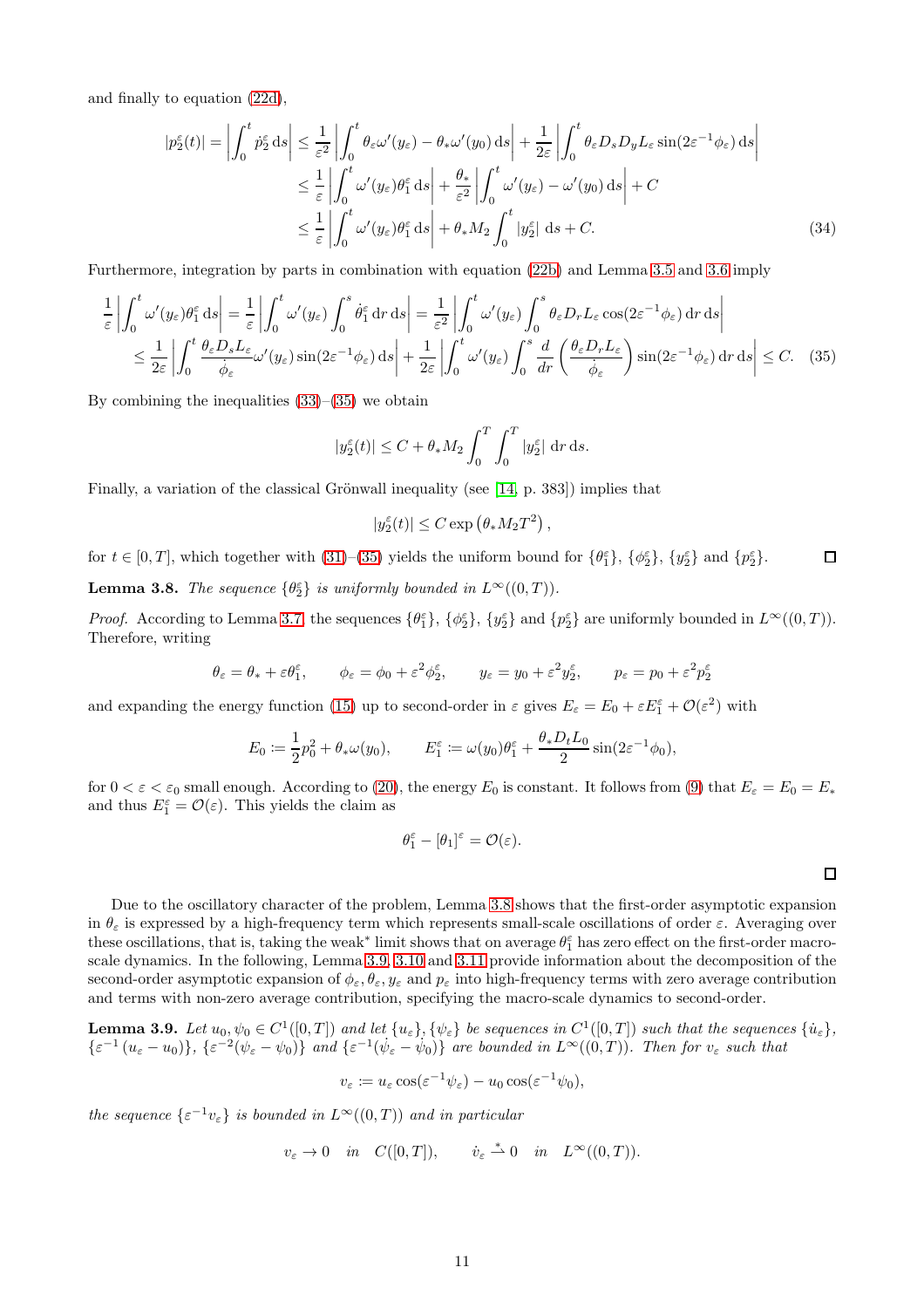and finally to equation (22d),

$$
\begin{aligned}
|p_2^\varepsilon(t)| = \left|\int_0^t \dot p_2^\varepsilon \,\mathrm{d}s\right| &\le \frac{1}{\varepsilon^2}\left|\int_0^t \theta_\varepsilon \omega'(y_\varepsilon) - \theta_* \omega'(y_0)\,\mathrm{d}s\right| + \frac{1}{2\varepsilon}\left|\int_0^t \theta_\varepsilon D_s D_y L_\varepsilon \sin(2\varepsilon^{-1}\phi_\varepsilon)\,\mathrm{d}s\right| \\
&\le \frac{1}{\varepsilon}\left|\int_0^t \omega'(y_\varepsilon)\theta_1^\varepsilon \,\mathrm{d}s\right| + \frac{\theta_*}{\varepsilon^2}\left|\int_0^t \omega'(y_\varepsilon) - \omega'(y_0)\,\mathrm{d}s\right| + C \\
&\le \frac{1}{\varepsilon}\left|\int_0^t \omega'(y_\varepsilon)\theta_1^\varepsilon \,\mathrm{d}s\right| + \theta_* M_2 \int_0^t |y_2^\varepsilon| \,\mathrm{d}s + C. \qquad (34)
\end{aligned}
$$

Furthermore, integration by parts in combination with equation (22b) and Lemma 3.5 and 3.6 imply

$$
\begin{aligned}
\frac{1}{\varepsilon}\left|\int_0^t \omega'(y_\varepsilon)\theta_1^\varepsilon \,\mathrm{d}s\right| &= \frac{1}{\varepsilon}\left|\int_0^t \omega'(y_\varepsilon)\int_0^s \dot\theta_1^\varepsilon \,\mathrm{d}r\,\mathrm{d}s\right| = \frac{1}{\varepsilon^2}\left|\int_0^t \omega'(y_\varepsilon)\int_0^s \theta_\varepsilon D_r L_\varepsilon \cos(2\varepsilon^{-1}\phi_\varepsilon)\,\mathrm{d}r\,\mathrm{d}s\right| \\
&\le \frac{1}{2\varepsilon}\left|\int_0^t \frac{\theta_\varepsilon D_s L_\varepsilon}{\dot\phi_\varepsilon}\omega'(y_\varepsilon)\sin(2\varepsilon^{-1}\phi_\varepsilon)\,\mathrm{d}s\right| + \frac{1}{2\varepsilon}\left|\int_0^t \omega'(y_\varepsilon)\int_0^s \frac{d}{dr}\left(\frac{\theta_\varepsilon D_r L_\varepsilon}{\dot\phi_\varepsilon}\right)\sin(2\varepsilon^{-1}\phi_\varepsilon)\,\mathrm{d}r\,\mathrm{d}s\right| \le C. \quad (35)
\end{aligned}
$$

By combining the inequalities (33)–(35) we obtain

$$
|y_2^\varepsilon(t)| \le C + \theta_* M_2 \int_0^T \int_0^T |y_2^\varepsilon| \,\mathrm{d}r\,\mathrm{d}s.
$$

Finally, a variation of the classical Grönwall inequality (see [14, p. 383]) implies that

$$
|y_2^\varepsilon(t)| \le C\exp\left(\theta_* M_2 T^2\right),
$$

for $t\in[0,T]$, which together with (31)–(35) yields the uniform bound for $\{\theta_1^\varepsilon\}$, $\{\phi_2^\varepsilon\}$, $\{y_2^\varepsilon\}$ and $\{p_2^\varepsilon\}$. ∎

**Lemma 3.8.** *The sequence $\{\theta_2^\varepsilon\}$ is uniformly bounded in $L^\infty((0,T))$.*

*Proof.* According to Lemma 3.7 the sequences $\{\theta_1^\varepsilon\}$, $\{\phi_2^\varepsilon\}$, $\{y_2^\varepsilon\}$ and $\{p_2^\varepsilon\}$ are uniformly bounded in $L^\infty((0,T))$. Therefore, writing

$$
\theta_\varepsilon = \theta_* + \varepsilon\theta_1^\varepsilon, \qquad \phi_\varepsilon = \phi_0 + \varepsilon^2\phi_2^\varepsilon, \qquad y_\varepsilon = y_0 + \varepsilon^2 y_2^\varepsilon, \qquad p_\varepsilon = p_0 + \varepsilon^2 p_2^\varepsilon
$$

and expanding the energy function (15) up to second-order in $\varepsilon$ gives $E_\varepsilon = E_0 + \varepsilon E_1^\varepsilon + \mathcal{O}(\varepsilon^2)$ with

$$
E_0 := \frac{1}{2}p_0^2 + \theta_*\omega(y_0), \qquad E_1^\varepsilon := \omega(y_0)\theta_1^\varepsilon + \frac{\theta_* D_t L_0}{2}\sin(2\varepsilon^{-1}\phi_0),
$$

for $0<\varepsilon<\varepsilon_0$ small enough. According to (20), the energy $E_0$ is constant. It follows from (9) that $E_\varepsilon = E_0 = E_*$ and thus $E_1^\varepsilon = \mathcal{O}(\varepsilon)$. This yields the claim as

$$
\theta_1^\varepsilon - [\theta_1]^\varepsilon = \mathcal{O}(\varepsilon).
$$

∎

Due to the oscillatory character of the problem, Lemma 3.8 shows that the first-order asymptotic expansion in $\theta_\varepsilon$ is expressed by a high-frequency term which represents small-scale oscillations of order $\varepsilon$. Averaging over these oscillations, that is, taking the weak* limit shows that on average $\theta_1^\varepsilon$ has zero effect on the first-order macro-scale dynamics. In the following, Lemma 3.9, 3.10 and 3.11 provide information about the decomposition of the second-order asymptotic expansion of $\phi_\varepsilon, \theta_\varepsilon, y_\varepsilon$ and $p_\varepsilon$ into high-frequency terms with zero average contribution and terms with non-zero average contribution, specifying the macro-scale dynamics to second-order.

**Lemma 3.9.** *Let $u_0, \psi_0 \in C^1([0,T])$ and let $\{u_\varepsilon\}, \{\psi_\varepsilon\}$ be sequences in $C^1([0,T])$ such that the sequences $\{\dot u_\varepsilon\}$, $\{\varepsilon^{-1}(u_\varepsilon - u_0)\}$, $\{\varepsilon^{-2}(\psi_\varepsilon - \psi_0)\}$ and $\{\varepsilon^{-1}(\dot\psi_\varepsilon - \dot\psi_0)\}$ are bounded in $L^\infty((0,T))$. Then for $v_\varepsilon$ such that*

$$
v_\varepsilon := u_\varepsilon\cos(\varepsilon^{-1}\psi_\varepsilon) - u_0\cos(\varepsilon^{-1}\psi_0),
$$

*the sequence $\{\varepsilon^{-1}v_\varepsilon\}$ is bounded in $L^\infty((0,T))$ and in particular*

$$
v_\varepsilon \to 0 \quad \text{in} \quad C([0,T]), \qquad \dot v_\varepsilon \overset{*}{\rightharpoonup} 0 \quad \text{in} \quad L^\infty((0,T)).
$$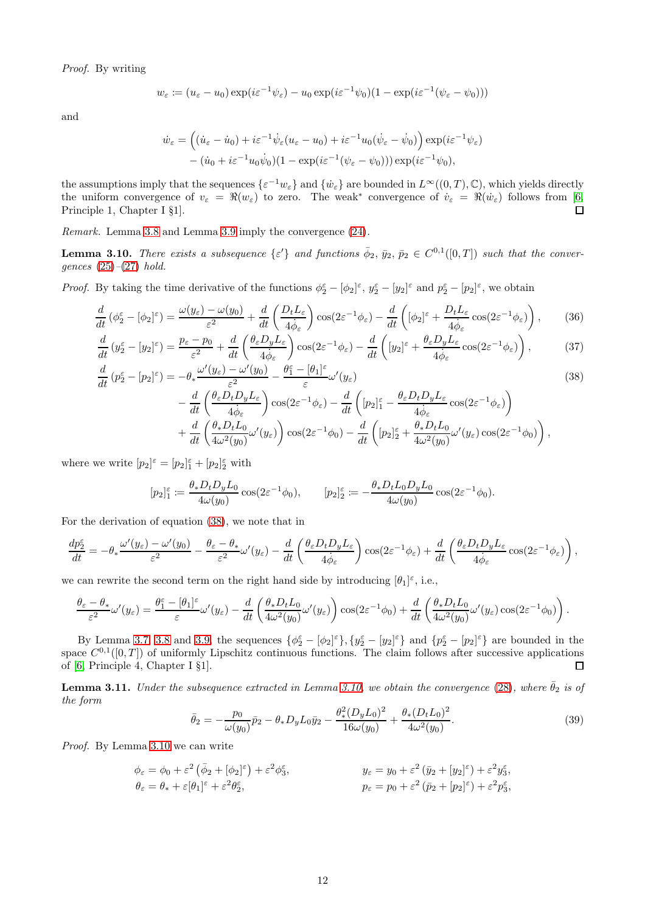*Proof.* By writing

$$w_\varepsilon := (u_\varepsilon - u_0)\exp(i\varepsilon^{-1}\psi_\varepsilon) - u_0 \exp(i\varepsilon^{-1}\psi_0)(1-\exp(i\varepsilon^{-1}(\psi_\varepsilon - \psi_0)))$$

and

$$\begin{aligned}\dot{w}_\varepsilon &= \Big((\dot{u}_\varepsilon - \dot{u}_0) + i\varepsilon^{-1}\dot{\psi}_\varepsilon(u_\varepsilon - u_0) + i\varepsilon^{-1}u_0(\dot{\psi}_\varepsilon - \dot{\psi}_0)\Big)\exp(i\varepsilon^{-1}\psi_\varepsilon) \\ &\quad - (\dot{u}_0 + i\varepsilon^{-1}u_0\dot{\psi}_0)(1-\exp(i\varepsilon^{-1}(\psi_\varepsilon - \psi_0)))\exp(i\varepsilon^{-1}\psi_0),\end{aligned}$$

the assumptions imply that the sequences $\{\varepsilon^{-1}w_\varepsilon\}$ and $\{\dot{w}_\varepsilon\}$ are bounded in $L^\infty((0,T),\mathbb{C})$, which yields directly the uniform convergence of $v_\varepsilon = \Re(w_\varepsilon)$ to zero. The weak* convergence of $\dot{v}_\varepsilon = \Re(\dot{w}_\varepsilon)$ follows from [6, Principle 1, Chapter I §1]. □

*Remark.* Lemma 3.8 and Lemma 3.9 imply the convergence (24).

**Lemma 3.10.** *There exists a subsequence $\{\varepsilon'\}$ and functions $\bar{\phi}_2$, $\bar{y}_2$, $\bar{p}_2 \in C^{0,1}([0,T])$ such that the convergences (25)–(27) hold.*

*Proof.* By taking the time derivative of the functions $\phi_2^\varepsilon - [\phi_2]^\varepsilon$, $y_2^\varepsilon - [y_2]^\varepsilon$ and $p_2^\varepsilon - [p_2]^\varepsilon$, we obtain

$$\frac{d}{dt}\left(\phi_2^\varepsilon - [\phi_2]^\varepsilon\right) = \frac{\omega(y_\varepsilon) - \omega(y_0)}{\varepsilon^2} + \frac{d}{dt}\left(\frac{D_t L_\varepsilon}{4\dot{\phi}_\varepsilon}\right)\cos(2\varepsilon^{-1}\phi_\varepsilon) - \frac{d}{dt}\left([\phi_2]^\varepsilon + \frac{D_t L_\varepsilon}{4\dot{\phi}_\varepsilon}\cos(2\varepsilon^{-1}\phi_\varepsilon)\right), \tag{36}$$

$$\frac{d}{dt}\left(y_2^\varepsilon - [y_2]^\varepsilon\right) = \frac{p_\varepsilon - p_0}{\varepsilon^2} + \frac{d}{dt}\left(\frac{\theta_\varepsilon D_y L_\varepsilon}{4\dot{\phi}_\varepsilon}\right)\cos(2\varepsilon^{-1}\phi_\varepsilon) - \frac{d}{dt}\left([y_2]^\varepsilon + \frac{\theta_\varepsilon D_y L_\varepsilon}{4\dot{\phi}_\varepsilon}\cos(2\varepsilon^{-1}\phi_\varepsilon)\right), \tag{37}$$

$$\begin{aligned}\frac{d}{dt}\left(p_2^\varepsilon - [p_2]^\varepsilon\right) &= -\theta_*\frac{\omega'(y_\varepsilon) - \omega'(y_0)}{\varepsilon^2} - \frac{\theta_1^\varepsilon - [\theta_1]^\varepsilon}{\varepsilon}\omega'(y_\varepsilon) \\ &\quad - \frac{d}{dt}\left(\frac{\theta_\varepsilon D_t D_y L_\varepsilon}{4\dot{\phi}_\varepsilon}\right)\cos(2\varepsilon^{-1}\phi_\varepsilon) - \frac{d}{dt}\left([p_2]_1^\varepsilon - \frac{\theta_\varepsilon D_t D_y L_\varepsilon}{4\dot{\phi}_\varepsilon}\cos(2\varepsilon^{-1}\phi_\varepsilon)\right) \\ &\quad + \frac{d}{dt}\left(\frac{\theta_* D_t L_0}{4\omega^2(y_0)}\omega'(y_\varepsilon)\right)\cos(2\varepsilon^{-1}\phi_0) - \frac{d}{dt}\left([p_2]_2^\varepsilon + \frac{\theta_* D_t L_0}{4\omega^2(y_0)}\omega'(y_\varepsilon)\cos(2\varepsilon^{-1}\phi_0)\right),\end{aligned} \tag{38}$$

where we write $[p_2]^\varepsilon = [p_2]_1^\varepsilon + [p_2]_2^\varepsilon$ with

$$[p_2]_1^\varepsilon := \frac{\theta_* D_t D_y L_0}{4\omega(y_0)}\cos(2\varepsilon^{-1}\phi_0), \qquad [p_2]_2^\varepsilon := -\frac{\theta_* D_t L_0 D_y L_0}{4\omega(y_0)}\cos(2\varepsilon^{-1}\phi_0).$$

For the derivation of equation (38), we note that in

$$\frac{dp_2^\varepsilon}{dt} = -\theta_*\frac{\omega'(y_\varepsilon) - \omega'(y_0)}{\varepsilon^2} - \frac{\theta_\varepsilon - \theta_*}{\varepsilon^2}\omega'(y_\varepsilon) - \frac{d}{dt}\left(\frac{\theta_\varepsilon D_t D_y L_\varepsilon}{4\dot{\phi}_\varepsilon}\right)\cos(2\varepsilon^{-1}\phi_\varepsilon) + \frac{d}{dt}\left(\frac{\theta_\varepsilon D_t D_y L_\varepsilon}{4\dot{\phi}_\varepsilon}\cos(2\varepsilon^{-1}\phi_\varepsilon)\right),$$

we can rewrite the second term on the right hand side by introducing $[\theta_1]^\varepsilon$, i.e.,

$$\frac{\theta_\varepsilon - \theta_*}{\varepsilon^2}\omega'(y_\varepsilon) = \frac{\theta_1^\varepsilon - [\theta_1]^\varepsilon}{\varepsilon}\omega'(y_\varepsilon) - \frac{d}{dt}\left(\frac{\theta_* D_t L_0}{4\omega^2(y_0)}\omega'(y_\varepsilon)\right)\cos(2\varepsilon^{-1}\phi_0) + \frac{d}{dt}\left(\frac{\theta_* D_t L_0}{4\omega^2(y_0)}\omega'(y_\varepsilon)\cos(2\varepsilon^{-1}\phi_0)\right).$$

By Lemma 3.7, 3.8 and 3.9, the sequences $\{\phi_2^\varepsilon - [\phi_2]^\varepsilon\}$, $\{y_2^\varepsilon - [y_2]^\varepsilon\}$ and $\{p_2^\varepsilon - [p_2]^\varepsilon\}$ are bounded in the space $C^{0,1}([0,T])$ of uniformly Lipschitz continuous functions. The claim follows after successive applications of [6, Principle 4, Chapter I §1]. □

**Lemma 3.11.** *Under the subsequence extracted in Lemma 3.10, we obtain the convergence (28), where $\bar{\theta}_2$ is of the form*

$$\bar{\theta}_2 = -\frac{p_0}{\omega(y_0)}\bar{p}_2 - \theta_* D_y L_0 \bar{y}_2 - \frac{\theta_*^2 (D_y L_0)^2}{16\omega(y_0)} + \frac{\theta_*(D_t L_0)^2}{4\omega^2(y_0)}. \tag{39}$$

*Proof.* By Lemma 3.10 we can write

$$\begin{aligned}\phi_\varepsilon &= \phi_0 + \varepsilon^2\left(\bar{\phi}_2 + [\phi_2]^\varepsilon\right) + \varepsilon^2\phi_3^\varepsilon, \qquad & y_\varepsilon &= y_0 + \varepsilon^2\left(\bar{y}_2 + [y_2]^\varepsilon\right) + \varepsilon^2 y_3^\varepsilon, \\ \theta_\varepsilon &= \theta_* + \varepsilon[\theta_1]^\varepsilon + \varepsilon^2\theta_2^\varepsilon, & p_\varepsilon &= p_0 + \varepsilon^2\left(\bar{p}_2 + [p_2]^\varepsilon\right) + \varepsilon^2 p_3^\varepsilon,\end{aligned}$$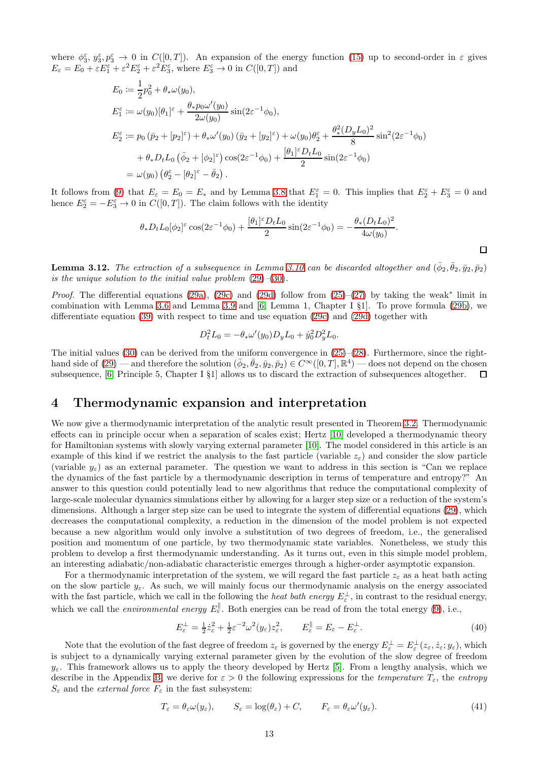where $\phi_3^\varepsilon, y_3^\varepsilon, p_3^\varepsilon \to 0$ in $C([0,T])$. An expansion of the energy function (15) up to second-order in $\varepsilon$ gives $E_\varepsilon = E_0 + \varepsilon E_1^\varepsilon + \varepsilon^2 E_2^\varepsilon + \varepsilon^2 E_3^\varepsilon$, where $E_3^\varepsilon \to 0$ in $C([0,T])$ and

$$
\begin{aligned}
E_0 &\coloneqq \frac{1}{2}p_0^2 + \theta_*\omega(y_0),\\
E_1^\varepsilon &\coloneqq \omega(y_0)[\theta_1]^\varepsilon + \frac{\theta_* p_0 \omega'(y_0)}{2\omega(y_0)}\sin(2\varepsilon^{-1}\phi_0),\\
E_2^\varepsilon &\coloneqq p_0\left(\bar{p}_2 + [p_2]^\varepsilon\right) + \theta_*\omega'(y_0)\left(\bar{y}_2 + [y_2]^\varepsilon\right) + \omega(y_0)\theta_2^\varepsilon + \frac{\theta_*^2 (D_y L_0)^2}{8}\sin^2(2\varepsilon^{-1}\phi_0)\\
&\quad + \theta_* D_t L_0\left(\bar{\phi}_2 + [\phi_2]^\varepsilon\right)\cos(2\varepsilon^{-1}\phi_0) + \frac{[\theta_1]^\varepsilon D_t L_0}{2}\sin(2\varepsilon^{-1}\phi_0)\\
&= \omega(y_0)\left(\theta_2^\varepsilon - [\theta_2]^\varepsilon - \bar{\theta}_2\right).
\end{aligned}
$$

It follows from (9) that $E_\varepsilon = E_0 = E_*$ and by Lemma 3.8 that $E_1^\varepsilon = 0$. This implies that $E_2^\varepsilon + E_3^\varepsilon = 0$ and hence $E_2^\varepsilon = -E_3^\varepsilon \to 0$ in $C([0,T])$. The claim follows with the identity

$$
\theta_* D_t L_0 [\phi_2]^\varepsilon \cos(2\varepsilon^{-1}\phi_0) + \frac{[\theta_1]^\varepsilon D_t L_0}{2}\sin(2\varepsilon^{-1}\phi_0) = -\frac{\theta_*(D_t L_0)^2}{4\omega(y_0)}.
$$

∎

**Lemma 3.12.** *The extraction of a subsequence in Lemma 3.10 can be discarded altogether and $(\bar{\phi}_2, \bar{\theta}_2, \bar{y}_2, \bar{p}_2)$ is the unique solution to the initial value problem (29)–(30).*

*Proof.* The differential equations (29a), (29c) and (29d) follow from (25)–(27) by taking the weak* limit in combination with Lemma 3.6 and Lemma 3.9 and [6, Lemma 1, Chapter I §1]. To prove formula (29b), we differentiate equation (39) with respect to time and use equation (29c) and (29d) together with

$$
D_t^2 L_0 = -\theta_*\omega'(y_0) D_y L_0 + \dot{y}_0^2 D_y^2 L_0.
$$

The initial values (30) can be derived from the uniform convergence in (25)–(28). Furthermore, since the right-hand side of (29) — and therefore the solution $(\bar{\phi}_2, \bar{\theta}_2, \bar{y}_2, \bar{p}_2) \in C^\infty([0,T], \mathbb{R}^4)$ — does not depend on the chosen subsequence, [6, Principle 5, Chapter I §1] allows us to discard the extraction of subsequences altogether. ∎

# 4 Thermodynamic expansion and interpretation

We now give a thermodynamic interpretation of the analytic result presented in Theorem 3.2. Thermodynamic effects can in principle occur when a separation of scales exist; Hertz [10] developed a thermodynamic theory for Hamiltonian systems with slowly varying external parameter [10]. The model considered in this article is an example of this kind if we restrict the analysis to the fast particle (variable $z_\varepsilon$) and consider the slow particle (variable $y_\varepsilon$) as an external parameter. The question we want to address in this section is "Can we replace the dynamics of the fast particle by a thermodynamic description in terms of temperature and entropy?" An answer to this question could potentially lead to new algorithms that reduce the computational complexity of large-scale molecular dynamics simulations either by allowing for a larger step size or a reduction of the system's dimensions. Although a larger step size can be used to integrate the system of differential equations (29), which decreases the computational complexity, a reduction in the dimension of the model problem is not expected because a new algorithm would only involve a substitution of two degrees of freedom, i.e., the generalised position and momentum of one particle, by two thermodynamic state variables. Nonetheless, we study this problem to develop a first thermodynamic understanding. As it turns out, even in this simple model problem, an interesting adiabatic/non-adiabatic characteristic emerges through a higher-order asymptotic expansion.

For a thermodynamic interpretation of the system, we will regard the fast particle $z_\varepsilon$ as a heat bath acting on the slow particle $y_\varepsilon$. As such, we will mainly focus our thermodynamic analysis on the energy associated with the fast particle, which we call in the following the *heat bath energy* $E_\varepsilon^\perp$, in contrast to the residual energy, which we call the *environmental energy* $E_\varepsilon^\parallel$. Both energies can be read of from the total energy (9), i.e.,

$$
E_\varepsilon^\perp = \tfrac{1}{2}\dot{z}_\varepsilon^2 + \tfrac{1}{2}\varepsilon^{-2}\omega^2(y_\varepsilon)z_\varepsilon^2, \qquad E_\varepsilon^\parallel = E_\varepsilon - E_\varepsilon^\perp. \tag{40}
$$

Note that the evolution of the fast degree of freedom $z_\varepsilon$ is governed by the energy $E_\varepsilon^\perp = E_\varepsilon^\perp(z_\varepsilon, \dot{z}_\varepsilon; y_\varepsilon)$, which is subject to a dynamically varying external parameter given by the evolution of the slow degree of freedom $y_\varepsilon$. This framework allows us to apply the theory developed by Hertz [5]. From a lengthy analysis, which we describe in the Appendix B, we derive for $\varepsilon > 0$ the following expressions for the *temperature* $T_\varepsilon$, the *entropy* $S_\varepsilon$ and the *external force* $F_\varepsilon$ in the fast subsystem:

$$
T_\varepsilon = \theta_\varepsilon \omega(y_\varepsilon), \qquad S_\varepsilon = \log(\theta_\varepsilon) + C, \qquad F_\varepsilon = \theta_\varepsilon \omega'(y_\varepsilon). \tag{41}
$$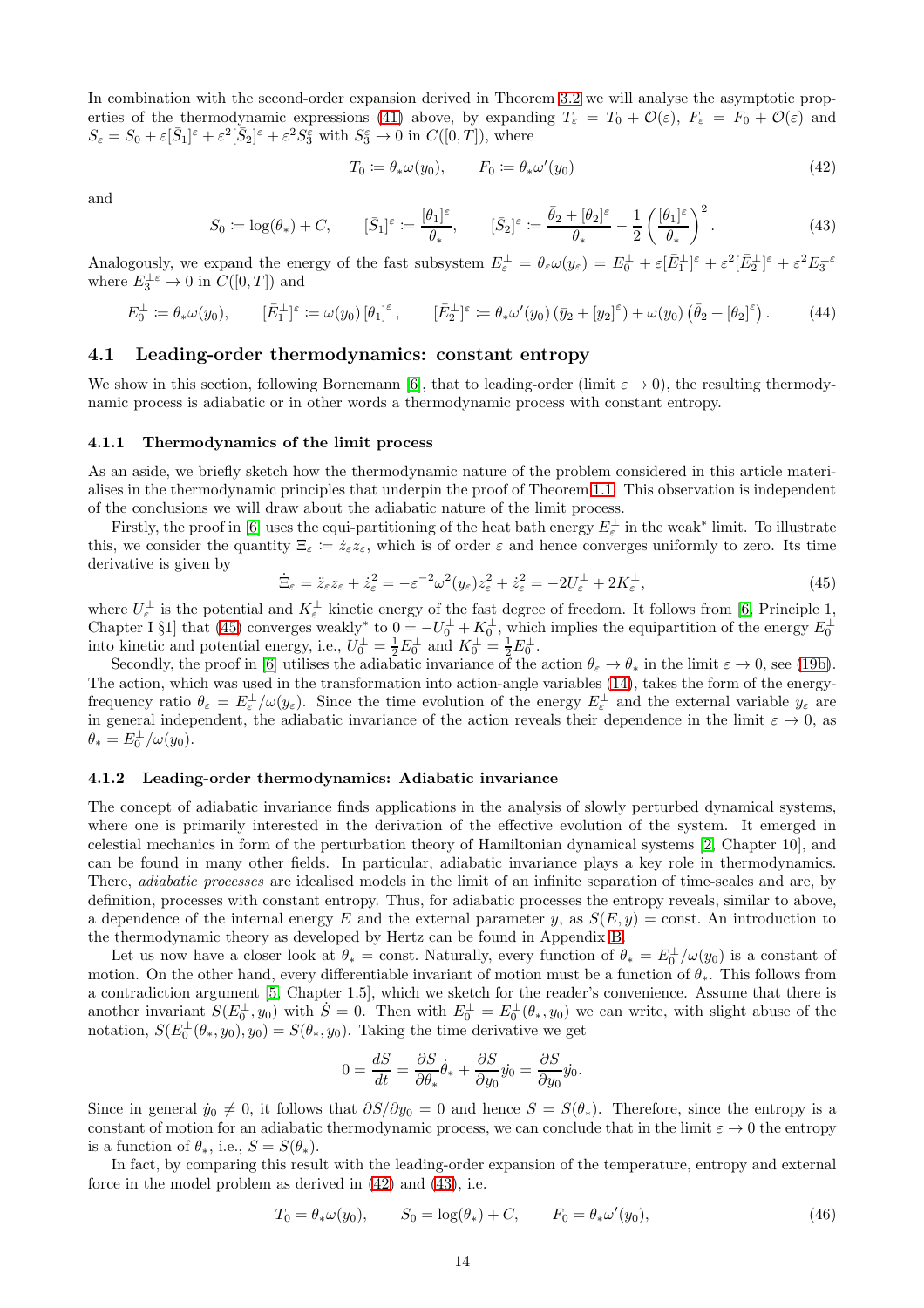In combination with the second-order expansion derived in Theorem 3.2 we will analyse the asymptotic properties of the thermodynamic expressions (41) above, by expanding $T_\varepsilon = T_0 + \mathcal{O}(\varepsilon)$, $F_\varepsilon = F_0 + \mathcal{O}(\varepsilon)$ and $S_\varepsilon = S_0 + \varepsilon[\bar{S}_1]^\varepsilon + \varepsilon^2[\bar{S}_2]^\varepsilon + \varepsilon^2 S_3^\varepsilon$ with $S_3^\varepsilon \to 0$ in $C([0,T])$, where

$$T_0 \coloneqq \theta_* \omega(y_0), \qquad F_0 \coloneqq \theta_* \omega'(y_0) \tag{42}$$

and

$$S_0 \coloneqq \log(\theta_*) + C, \qquad [\bar{S}_1]^\varepsilon \coloneqq \frac{[\theta_1]^\varepsilon}{\theta_*}, \qquad [\bar{S}_2]^\varepsilon \coloneqq \frac{\bar{\theta}_2 + [\theta_2]^\varepsilon}{\theta_*} - \frac{1}{2}\left(\frac{[\theta_1]^\varepsilon}{\theta_*}\right)^2. \tag{43}$$

Analogously, we expand the energy of the fast subsystem $E_\varepsilon^\perp = \theta_\varepsilon \omega(y_\varepsilon) = E_0^\perp + \varepsilon[\bar{E}_1^\perp]^\varepsilon + \varepsilon^2[\bar{E}_2^\perp]^\varepsilon + \varepsilon^2 E_3^{\perp\varepsilon}$ where $E_3^{\perp\varepsilon} \to 0$ in $C([0,T])$ and

$$E_0^\perp \coloneqq \theta_* \omega(y_0), \qquad [\bar{E}_1^\perp]^\varepsilon \coloneqq \omega(y_0)\,[\theta_1]^\varepsilon, \qquad [\bar{E}_2^\perp]^\varepsilon \coloneqq \theta_* \omega'(y_0)\left(\bar{y}_2 + [y_2]^\varepsilon\right) + \omega(y_0)\left(\bar{\theta}_2 + [\theta_2]^\varepsilon\right). \tag{44}$$

## 4.1 Leading-order thermodynamics: constant entropy

We show in this section, following Bornemann [6], that to leading-order (limit $\varepsilon \to 0$), the resulting thermodynamic process is adiabatic or in other words a thermodynamic process with constant entropy.

### 4.1.1 Thermodynamics of the limit process

As an aside, we briefly sketch how the thermodynamic nature of the problem considered in this article materialises in the thermodynamic principles that underpin the proof of Theorem 1.1. This observation is independent of the conclusions we will draw about the adiabatic nature of the limit process.

Firstly, the proof in [6] uses the equi-partitioning of the heat bath energy $E_\varepsilon^\perp$ in the weak* limit. To illustrate this, we consider the quantity $\Xi_\varepsilon \coloneqq \dot{z}_\varepsilon z_\varepsilon$, which is of order $\varepsilon$ and hence converges uniformly to zero. Its time derivative is given by

$$\dot{\Xi}_\varepsilon = \ddot{z}_\varepsilon z_\varepsilon + \dot{z}_\varepsilon^2 = -\varepsilon^{-2}\omega^2(y_\varepsilon) z_\varepsilon^2 + \dot{z}_\varepsilon^2 = -2U_\varepsilon^\perp + 2K_\varepsilon^\perp, \tag{45}$$

where $U_\varepsilon^\perp$ is the potential and $K_\varepsilon^\perp$ kinetic energy of the fast degree of freedom. It follows from [6, Principle 1, Chapter I §1] that (45) converges weakly* to $0 = -U_0^\perp + K_0^\perp$, which implies the equipartition of the energy $E_0^\perp$ into kinetic and potential energy, i.e., $U_0^\perp = \frac{1}{2}E_0^\perp$ and $K_0^\perp = \frac{1}{2}E_0^\perp$.

Secondly, the proof in [6] utilises the adiabatic invariance of the action $\theta_\varepsilon \to \theta_*$ in the limit $\varepsilon \to 0$, see (19b). The action, which was used in the transformation into action-angle variables (14), takes the form of the energy-frequency ratio $\theta_\varepsilon = E_\varepsilon^\perp/\omega(y_\varepsilon)$. Since the time evolution of the energy $E_\varepsilon^\perp$ and the external variable $y_\varepsilon$ are in general independent, the adiabatic invariance of the action reveals their dependence in the limit $\varepsilon \to 0$, as $\theta_* = E_0^\perp/\omega(y_0)$.

### 4.1.2 Leading-order thermodynamics: Adiabatic invariance

The concept of adiabatic invariance finds applications in the analysis of slowly perturbed dynamical systems, where one is primarily interested in the derivation of the effective evolution of the system. It emerged in celestial mechanics in form of the perturbation theory of Hamiltonian dynamical systems [2, Chapter 10], and can be found in many other fields. In particular, adiabatic invariance plays a key role in thermodynamics. There, *adiabatic processes* are idealised models in the limit of an infinite separation of time-scales and are, by definition, processes with constant entropy. Thus, for adiabatic processes the entropy reveals, similar to above, a dependence of the internal energy $E$ and the external parameter $y$, as $S(E, y) = \text{const}$. An introduction to the thermodynamic theory as developed by Hertz can be found in Appendix B.

Let us now have a closer look at $\theta_* = \text{const}$. Naturally, every function of $\theta_* = E_0^\perp/\omega(y_0)$ is a constant of motion. On the other hand, every differentiable invariant of motion must be a function of $\theta_*$. This follows from a contradiction argument [5, Chapter 1.5], which we sketch for the reader's convenience. Assume that there is another invariant $S(E_0^\perp, y_0)$ with $\dot{S} = 0$. Then with $E_0^\perp = E_0^\perp(\theta_*, y_0)$ we can write, with slight abuse of the notation, $S(E_0^\perp(\theta_*, y_0), y_0) = S(\theta_*, y_0)$. Taking the time derivative we get

$$0 = \frac{dS}{dt} = \frac{\partial S}{\partial \theta_*}\dot{\theta}_* + \frac{\partial S}{\partial y_0}\dot{y}_0 = \frac{\partial S}{\partial y_0}\dot{y}_0.$$

Since in general $\dot{y}_0 \neq 0$, it follows that $\partial S/\partial y_0 = 0$ and hence $S = S(\theta_*)$. Therefore, since the entropy is a constant of motion for an adiabatic thermodynamic process, we can conclude that in the limit $\varepsilon \to 0$ the entropy is a function of $\theta_*$, i.e., $S = S(\theta_*)$.

In fact, by comparing this result with the leading-order expansion of the temperature, entropy and external force in the model problem as derived in (42) and (43), i.e.

$$T_0 = \theta_* \omega(y_0), \qquad S_0 = \log(\theta_*) + C, \qquad F_0 = \theta_* \omega'(y_0), \tag{46}$$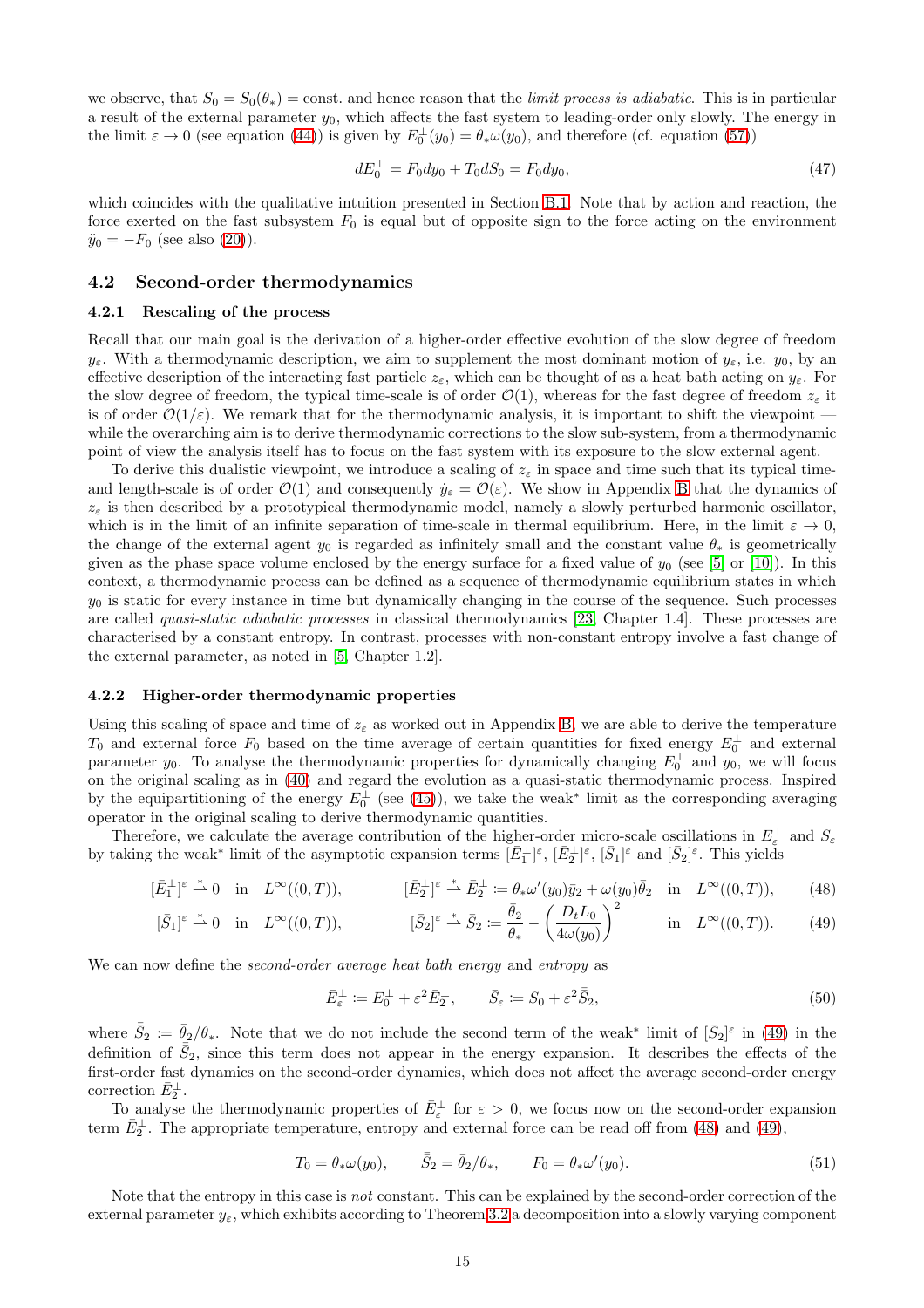we observe, that $S_0 = S_0(\theta_*) = \text{const.}$ and hence reason that the *limit process is adiabatic*. This is in particular a result of the external parameter $y_0$, which affects the fast system to leading-order only slowly. The energy in the limit $\varepsilon \to 0$ (see equation (44)) is given by $E_0^\perp(y_0) = \theta_*\omega(y_0)$, and therefore (cf. equation (57))

$$dE_0^\perp = F_0 dy_0 + T_0 dS_0 = F_0 dy_0, \tag{47}$$

which coincides with the qualitative intuition presented in Section B.1. Note that by action and reaction, the force exerted on the fast subsystem $F_0$ is equal but of opposite sign to the force acting on the environment $\ddot{y}_0 = -F_0$ (see also (20)).

## 4.2 Second-order thermodynamics

### 4.2.1 Rescaling of the process

Recall that our main goal is the derivation of a higher-order effective evolution of the slow degree of freedom $y_\varepsilon$. With a thermodynamic description, we aim to supplement the most dominant motion of $y_\varepsilon$, i.e. $y_0$, by an effective description of the interacting fast particle $z_\varepsilon$, which can be thought of as a heat bath acting on $y_\varepsilon$. For the slow degree of freedom, the typical time-scale is of order $\mathcal{O}(1)$, whereas for the fast degree of freedom $z_\varepsilon$ it is of order $\mathcal{O}(1/\varepsilon)$. We remark that for the thermodynamic analysis, it is important to shift the viewpoint — while the overarching aim is to derive thermodynamic corrections to the slow sub-system, from a thermodynamic point of view the analysis itself has to focus on the fast system with its exposure to the slow external agent.

To derive this dualistic viewpoint, we introduce a scaling of $z_\varepsilon$ in space and time such that its typical time- and length-scale is of order $\mathcal{O}(1)$ and consequently $\dot{y}_\varepsilon = \mathcal{O}(\varepsilon)$. We show in Appendix B that the dynamics of $z_\varepsilon$ is then described by a prototypical thermodynamic model, namely a slowly perturbed harmonic oscillator, which is in the limit of an infinite separation of time-scale in thermal equilibrium. Here, in the limit $\varepsilon \to 0$, the change of the external agent $y_0$ is regarded as infinitely small and the constant value $\theta_*$ is geometrically given as the phase space volume enclosed by the energy surface for a fixed value of $y_0$ (see [5] or [10]). In this context, a thermodynamic process can be defined as a sequence of thermodynamic equilibrium states in which $y_0$ is static for every instance in time but dynamically changing in the course of the sequence. Such processes are called *quasi-static adiabatic processes* in classical thermodynamics [23, Chapter 1.4]. These processes are characterised by a constant entropy. In contrast, processes with non-constant entropy involve a fast change of the external parameter, as noted in [5, Chapter 1.2].

### 4.2.2 Higher-order thermodynamic properties

Using this scaling of space and time of $z_\varepsilon$ as worked out in Appendix B, we are able to derive the temperature $T_0$ and external force $F_0$ based on the time average of certain quantities for fixed energy $E_0^\perp$ and external parameter $y_0$. To analyse the thermodynamic properties for dynamically changing $E_0^\perp$ and $y_0$, we will focus on the original scaling as in (40) and regard the evolution as a quasi-static thermodynamic process. Inspired by the equipartitioning of the energy $E_0^\perp$ (see (45)), we take the weak* limit as the corresponding averaging operator in the original scaling to derive thermodynamic quantities.

Therefore, we calculate the average contribution of the higher-order micro-scale oscillations in $E_\varepsilon^\perp$ and $S_\varepsilon$ by taking the weak* limit of the asymptotic expansion terms $[\bar{E}_1^\perp]^\varepsilon$, $[\bar{E}_2^\perp]^\varepsilon$, $[\bar{S}_1]^\varepsilon$ and $[\bar{S}_2]^\varepsilon$. This yields

$$[\bar{E}_1^\perp]^\varepsilon \overset{*}{\rightharpoonup} 0 \quad \text{in} \quad L^\infty((0,T)), \qquad [\bar{E}_2^\perp]^\varepsilon \overset{*}{\rightharpoonup} \bar{E}_2^\perp := \theta_*\omega'(y_0)\bar{y}_2 + \omega(y_0)\bar{\theta}_2 \quad \text{in} \quad L^\infty((0,T)), \tag{48}$$

$$[\bar{S}_1]^\varepsilon \overset{*}{\rightharpoonup} 0 \quad \text{in} \quad L^\infty((0,T)), \qquad [\bar{S}_2]^\varepsilon \overset{*}{\rightharpoonup} \bar{S}_2 := \frac{\bar{\theta}_2}{\theta_*} - \left(\frac{D_t L_0}{4\omega(y_0)}\right)^2 \quad \text{in} \quad L^\infty((0,T)). \tag{49}$$

We can now define the *second-order average heat bath energy* and *entropy* as

$$\bar{E}_\varepsilon^\perp := E_0^\perp + \varepsilon^2 \bar{E}_2^\perp, \qquad \bar{S}_\varepsilon := S_0 + \varepsilon^2 \bar{\bar{S}}_2, \tag{50}$$

where $\bar{\bar{S}}_2 := \bar{\theta}_2/\theta_*$. Note that we do not include the second term of the weak* limit of $[\bar{S}_2]^\varepsilon$ in (49) in the definition of $\bar{\bar{S}}_2$, since this term does not appear in the energy expansion. It describes the effects of the first-order fast dynamics on the second-order dynamics, which does not affect the average second-order energy correction $\bar{E}_2^\perp$.

To analyse the thermodynamic properties of $\bar{E}_\varepsilon^\perp$ for $\varepsilon > 0$, we focus now on the second-order expansion term $\bar{E}_2^\perp$. The appropriate temperature, entropy and external force can be read off from (48) and (49),

$$T_0 = \theta_*\omega(y_0), \qquad \bar{\bar{S}}_2 = \bar{\theta}_2/\theta_*, \qquad F_0 = \theta_*\omega'(y_0). \tag{51}$$

Note that the entropy in this case is *not* constant. This can be explained by the second-order correction of the external parameter $y_\varepsilon$, which exhibits according to Theorem 3.2 a decomposition into a slowly varying component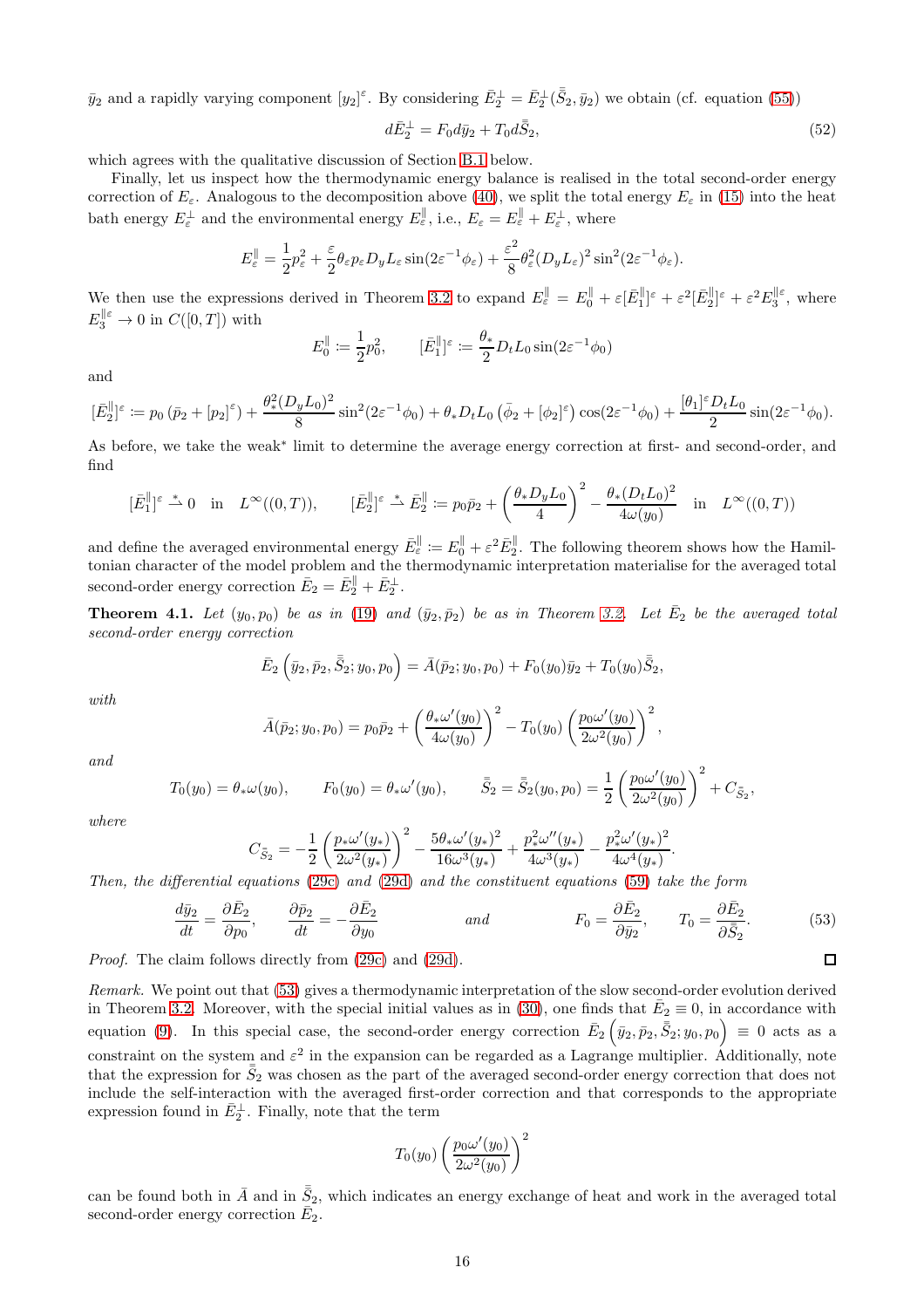$\bar{y}_2$ and a rapidly varying component $[y_2]^\varepsilon$. By considering $\bar{E}_2^\perp = \bar{E}_2^\perp(\bar{\bar{S}}_2, \bar{y}_2)$ we obtain (cf. equation (55))

$$d\bar{E}_2^\perp = F_0 d\bar{y}_2 + T_0 d\bar{\bar{S}}_2, \tag{52}$$

which agrees with the qualitative discussion of Section B.1 below.

Finally, let us inspect how the thermodynamic energy balance is realised in the total second-order energy correction of $E_\varepsilon$. Analogous to the decomposition above (40), we split the total energy $E_\varepsilon$ in (15) into the heat bath energy $E_\varepsilon^\perp$ and the environmental energy $E_\varepsilon^\parallel$, i.e., $E_\varepsilon = E_\varepsilon^\parallel + E_\varepsilon^\perp$, where

$$E_\varepsilon^\parallel = \frac{1}{2}p_\varepsilon^2 + \frac{\varepsilon}{2}\theta_\varepsilon p_\varepsilon D_y L_\varepsilon \sin(2\varepsilon^{-1}\phi_\varepsilon) + \frac{\varepsilon^2}{8}\theta_\varepsilon^2 (D_y L_\varepsilon)^2 \sin^2(2\varepsilon^{-1}\phi_\varepsilon).$$

We then use the expressions derived in Theorem 3.2 to expand $E_\varepsilon^\parallel = E_0^\parallel + \varepsilon[\bar{E}_1^\parallel]^\varepsilon + \varepsilon^2[\bar{E}_2^\parallel]^\varepsilon + \varepsilon^2 E_3^{\parallel\varepsilon}$, where $E_3^{\parallel\varepsilon} \to 0$ in $C([0,T])$ with

$$E_0^\parallel := \frac{1}{2}p_0^2, \qquad [\bar{E}_1^\parallel]^\varepsilon := \frac{\theta_*}{2} D_t L_0 \sin(2\varepsilon^{-1}\phi_0)$$

and

$$[\bar{E}_2^\parallel]^\varepsilon := p_0\left(\bar{p}_2 + [p_2]^\varepsilon\right) + \frac{\theta_*^2 (D_y L_0)^2}{8}\sin^2(2\varepsilon^{-1}\phi_0) + \theta_* D_t L_0\left(\bar{\phi}_2 + [\phi_2]^\varepsilon\right)\cos(2\varepsilon^{-1}\phi_0) + \frac{[\theta_1]^\varepsilon D_t L_0}{2}\sin(2\varepsilon^{-1}\phi_0).$$

As before, we take the weak* limit to determine the average energy correction at first- and second-order, and find

$$[\bar{E}_1^\parallel]^\varepsilon \overset{*}{\rightharpoonup} 0 \quad \text{in} \quad L^\infty((0,T)), \qquad [\bar{E}_2^\parallel]^\varepsilon \overset{*}{\rightharpoonup} \bar{E}_2^\parallel := p_0\bar{p}_2 + \left(\frac{\theta_* D_y L_0}{4}\right)^2 - \frac{\theta_*(D_t L_0)^2}{4\omega(y_0)} \quad \text{in} \quad L^\infty((0,T))$$

and define the averaged environmental energy $\bar{E}_\varepsilon^\parallel := E_0^\parallel + \varepsilon^2 \bar{E}_2^\parallel$. The following theorem shows how the Hamiltonian character of the model problem and the thermodynamic interpretation materialise for the averaged total second-order energy correction $\bar{E}_2 = \bar{E}_2^\parallel + \bar{E}_2^\perp$.

**Theorem 4.1.** *Let $(y_0, p_0)$ be as in (19) and $(\bar{y}_2, \bar{p}_2)$ be as in Theorem 3.2. Let $\bar{E}_2$ be the averaged total second-order energy correction*

$$\bar{E}_2\left(\bar{y}_2, \bar{p}_2, \bar{\bar{S}}_2; y_0, p_0\right) = \bar{A}(\bar{p}_2; y_0, p_0) + F_0(y_0)\bar{y}_2 + T_0(y_0)\bar{\bar{S}}_2,$$

*with*

$$\bar{A}(\bar{p}_2; y_0, p_0) = p_0\bar{p}_2 + \left(\frac{\theta_*\omega'(y_0)}{4\omega(y_0)}\right)^2 - T_0(y_0)\left(\frac{p_0\omega'(y_0)}{2\omega^2(y_0)}\right)^2,$$

*and*

$$T_0(y_0) = \theta_*\omega(y_0), \qquad F_0(y_0) = \theta_*\omega'(y_0), \qquad \bar{\bar{S}}_2 = \bar{\bar{S}}_2(y_0, p_0) = \frac{1}{2}\left(\frac{p_0\omega'(y_0)}{2\omega^2(y_0)}\right)^2 + C_{\bar{S}_2},$$

*where*

$$C_{\bar{S}_2} = -\frac{1}{2}\left(\frac{p_*\omega'(y_*)}{2\omega^2(y_*)}\right)^2 - \frac{5\theta_*\omega'(y_*)^2}{16\omega^3(y_*)} + \frac{p_*^2\omega''(y_*)}{4\omega^3(y_*)} - \frac{p_*^2\omega'(y_*)^2}{4\omega^4(y_*)}.$$

*Then, the differential equations (29c) and (29d) and the constituent equations (59) take the form*

$$\frac{d\bar{y}_2}{dt} = \frac{\partial \bar{E}_2}{\partial p_0}, \qquad \frac{\partial \bar{p}_2}{dt} = -\frac{\partial \bar{E}_2}{\partial y_0} \qquad \text{and} \qquad F_0 = \frac{\partial \bar{E}_2}{\partial \bar{y}_2}, \qquad T_0 = \frac{\partial \bar{E}_2}{\partial \bar{\bar{S}}_2}. \tag{53}$$

*Proof.* The claim follows directly from (29c) and (29d). ◻

*Remark.* We point out that (53) gives a thermodynamic interpretation of the slow second-order evolution derived in Theorem 3.2. Moreover, with the special initial values as in (30), one finds that $\bar{E}_2 \equiv 0$, in accordance with equation (9). In this special case, the second-order energy correction $\bar{E}_2\left(\bar{y}_2, \bar{p}_2, \bar{\bar{S}}_2; y_0, p_0\right) \equiv 0$ acts as a constraint on the system and $\varepsilon^2$ in the expansion can be regarded as a Lagrange multiplier. Additionally, note that the expression for $\bar{\bar{S}}_2$ was chosen as the part of the averaged second-order energy correction that does not include the self-interaction with the averaged first-order correction and that corresponds to the appropriate expression found in $\bar{E}_2^\perp$. Finally, note that the term

$$T_0(y_0)\left(\frac{p_0\omega'(y_0)}{2\omega^2(y_0)}\right)^2$$

can be found both in $\bar{A}$ and in $\bar{\bar{S}}_2$, which indicates an energy exchange of heat and work in the averaged total second-order energy correction $\bar{E}_2$.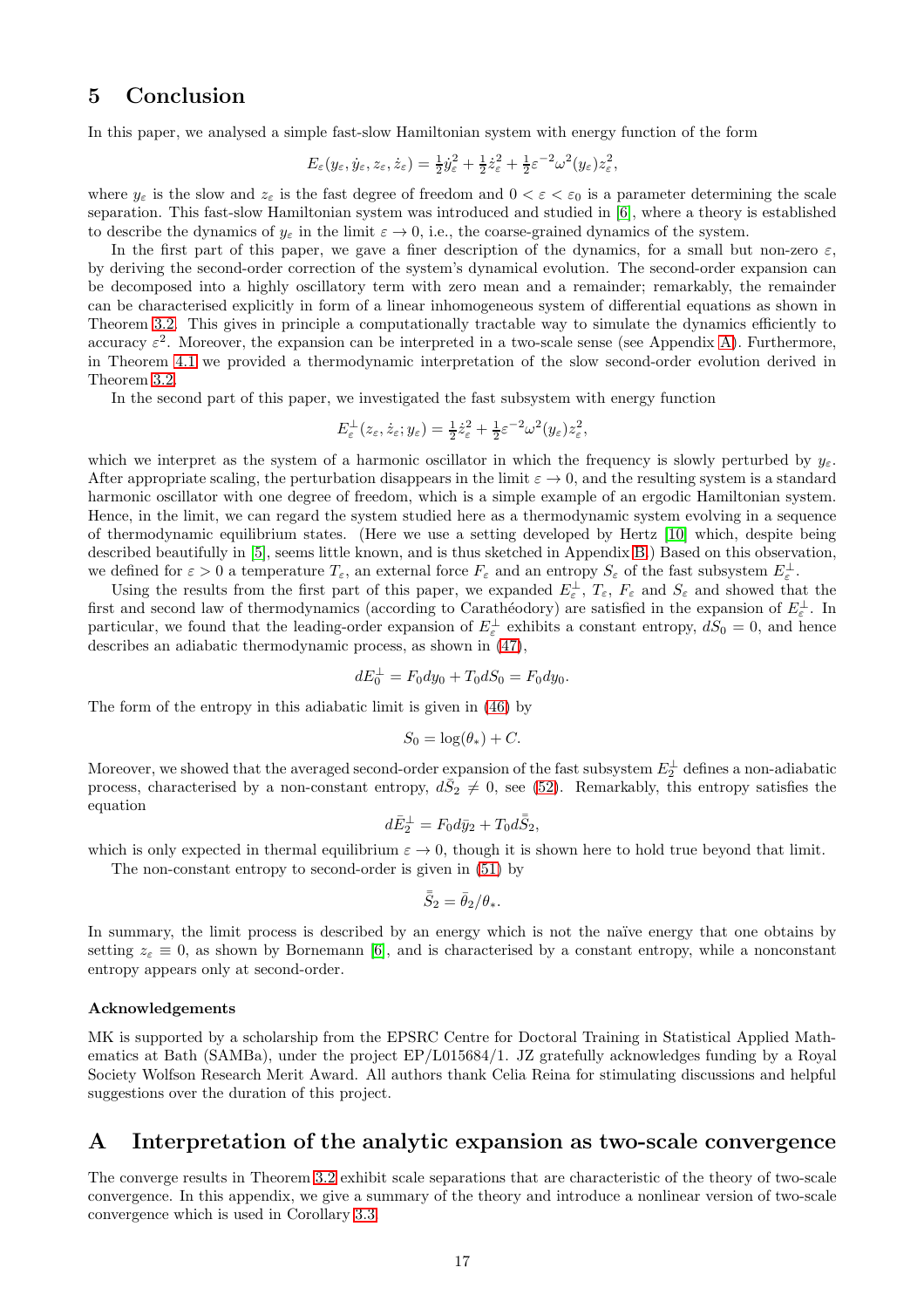## 5 Conclusion

In this paper, we analysed a simple fast-slow Hamiltonian system with energy function of the form

$$E_\varepsilon(y_\varepsilon, \dot{y}_\varepsilon, z_\varepsilon, \dot{z}_\varepsilon) = \tfrac{1}{2}\dot{y}_\varepsilon^2 + \tfrac{1}{2}\dot{z}_\varepsilon^2 + \tfrac{1}{2}\varepsilon^{-2}\omega^2(y_\varepsilon)z_\varepsilon^2,$$

where $y_\varepsilon$ is the slow and $z_\varepsilon$ is the fast degree of freedom and $0 < \varepsilon < \varepsilon_0$ is a parameter determining the scale separation. This fast-slow Hamiltonian system was introduced and studied in [6], where a theory is established to describe the dynamics of $y_\varepsilon$ in the limit $\varepsilon \to 0$, i.e., the coarse-grained dynamics of the system.

In the first part of this paper, we gave a finer description of the dynamics, for a small but non-zero $\varepsilon$, by deriving the second-order correction of the system's dynamical evolution. The second-order expansion can be decomposed into a highly oscillatory term with zero mean and a remainder; remarkably, the remainder can be characterised explicitly in form of a linear inhomogeneous system of differential equations as shown in Theorem 3.2. This gives in principle a computationally tractable way to simulate the dynamics efficiently to accuracy $\varepsilon^2$. Moreover, the expansion can be interpreted in a two-scale sense (see Appendix A). Furthermore, in Theorem 4.1 we provided a thermodynamic interpretation of the slow second-order evolution derived in Theorem 3.2.

In the second part of this paper, we investigated the fast subsystem with energy function

$$E_\varepsilon^\perp(z_\varepsilon, \dot{z}_\varepsilon; y_\varepsilon) = \tfrac{1}{2}\dot{z}_\varepsilon^2 + \tfrac{1}{2}\varepsilon^{-2}\omega^2(y_\varepsilon)z_\varepsilon^2,$$

which we interpret as the system of a harmonic oscillator in which the frequency is slowly perturbed by $y_\varepsilon$. After appropriate scaling, the perturbation disappears in the limit $\varepsilon \to 0$, and the resulting system is a standard harmonic oscillator with one degree of freedom, which is a simple example of an ergodic Hamiltonian system. Hence, in the limit, we can regard the system studied here as a thermodynamic system evolving in a sequence of thermodynamic equilibrium states. (Here we use a setting developed by Hertz [10] which, despite being described beautifully in [5], seems little known, and is thus sketched in Appendix B.) Based on this observation, we defined for $\varepsilon > 0$ a temperature $T_\varepsilon$, an external force $F_\varepsilon$ and an entropy $S_\varepsilon$ of the fast subsystem $E_\varepsilon^\perp$.

Using the results from the first part of this paper, we expanded $E_\varepsilon^\perp$, $T_\varepsilon$, $F_\varepsilon$ and $S_\varepsilon$ and showed that the first and second law of thermodynamics (according to Carathéodory) are satisfied in the expansion of $E_\varepsilon^\perp$. In particular, we found that the leading-order expansion of $E_\varepsilon^\perp$ exhibits a constant entropy, $dS_0 = 0$, and hence describes an adiabatic thermodynamic process, as shown in (47),

$$dE_0^\perp = F_0 dy_0 + T_0 dS_0 = F_0 dy_0.$$

The form of the entropy in this adiabatic limit is given in (46) by

$$S_0 = \log(\theta_*) + C.$$

Moreover, we showed that the averaged second-order expansion of the fast subsystem $\bar{E}_2^\perp$ defines a non-adiabatic process, characterised by a non-constant entropy, $d\bar{\bar{S}}_2 \neq 0$, see (52). Remarkably, this entropy satisfies the equation

$$d\bar{E}_2^\perp = F_0 d\bar{y}_2 + T_0 d\bar{\bar{S}}_2,$$

which is only expected in thermal equilibrium $\varepsilon \to 0$, though it is shown here to hold true beyond that limit.

The non-constant entropy to second-order is given in (51) by

$$\bar{\bar{S}}_2 = \bar{\theta}_2/\theta_*.$$

In summary, the limit process is described by an energy which is not the naïve energy that one obtains by setting $z_\varepsilon \equiv 0$, as shown by Bornemann [6], and is characterised by a constant entropy, while a nonconstant entropy appears only at second-order.

### Acknowledgements

MK is supported by a scholarship from the EPSRC Centre for Doctoral Training in Statistical Applied Mathematics at Bath (SAMBa), under the project EP/L015684/1. JZ gratefully acknowledges funding by a Royal Society Wolfson Research Merit Award. All authors thank Celia Reina for stimulating discussions and helpful suggestions over the duration of this project.

## A Interpretation of the analytic expansion as two-scale convergence

The converge results in Theorem 3.2 exhibit scale separations that are characteristic of the theory of two-scale convergence. In this appendix, we give a summary of the theory and introduce a nonlinear version of two-scale convergence which is used in Corollary 3.3.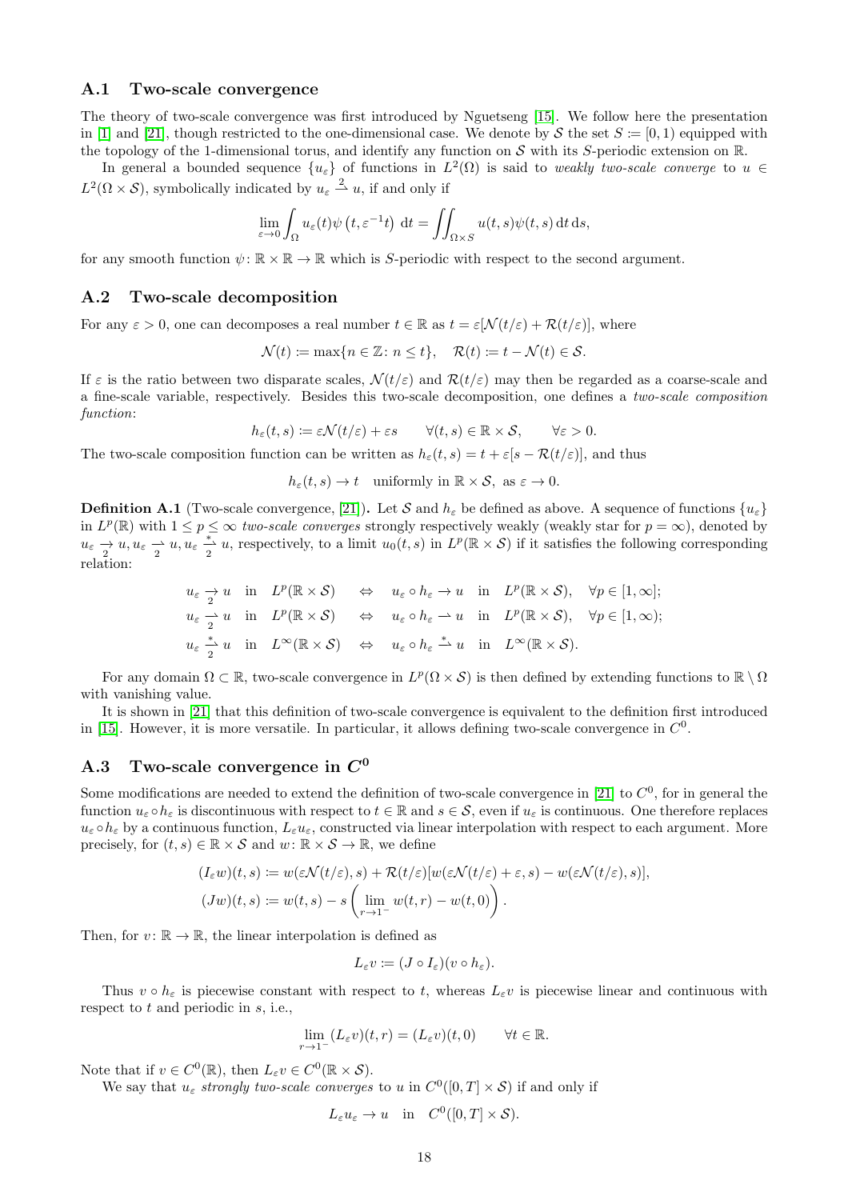### A.1 Two-scale convergence

The theory of two-scale convergence was first introduced by Nguetseng [15]. We follow here the presentation in [1] and [21], though restricted to the one-dimensional case. We denote by $\mathcal{S}$ the set $S := [0,1)$ equipped with the topology of the 1-dimensional torus, and identify any function on $\mathcal{S}$ with its $S$-periodic extension on $\mathbb{R}$.

In general a bounded sequence $\{u_\varepsilon\}$ of functions in $L^2(\Omega)$ is said to *weakly two-scale converge* to $u \in L^2(\Omega \times \mathcal{S})$, symbolically indicated by $u_\varepsilon \overset{2}{\rightharpoonup} u$, if and only if

$$\lim_{\varepsilon \to 0} \int_\Omega u_\varepsilon(t)\psi\left(t, \varepsilon^{-1} t\right)\, \mathrm{d}t = \iint_{\Omega \times S} u(t,s)\psi(t,s)\, \mathrm{d}t\, \mathrm{d}s,$$

for any smooth function $\psi \colon \mathbb{R} \times \mathbb{R} \to \mathbb{R}$ which is $S$-periodic with respect to the second argument.

### A.2 Two-scale decomposition

For any $\varepsilon > 0$, one can decomposes a real number $t \in \mathbb{R}$ as $t = \varepsilon[\mathcal{N}(t/\varepsilon) + \mathcal{R}(t/\varepsilon)]$, where

$$\mathcal{N}(t) := \max\{n \in \mathbb{Z} \colon n \leq t\}, \quad \mathcal{R}(t) := t - \mathcal{N}(t) \in \mathcal{S}.$$

If $\varepsilon$ is the ratio between two disparate scales, $\mathcal{N}(t/\varepsilon)$ and $\mathcal{R}(t/\varepsilon)$ may then be regarded as a coarse-scale and a fine-scale variable, respectively. Besides this two-scale decomposition, one defines a *two-scale composition function*:

$$h_\varepsilon(t,s) := \varepsilon \mathcal{N}(t/\varepsilon) + \varepsilon s \qquad \forall (t,s) \in \mathbb{R} \times \mathcal{S}, \qquad \forall \varepsilon > 0.$$

The two-scale composition function can be written as $h_\varepsilon(t,s) = t + \varepsilon[s - \mathcal{R}(t/\varepsilon)]$, and thus

$$h_\varepsilon(t,s) \to t \quad \text{uniformly in } \mathbb{R} \times \mathcal{S}, \text{ as } \varepsilon \to 0.$$

**Definition A.1** (Two-scale convergence, [21])**.** Let $\mathcal{S}$ and $h_\varepsilon$ be defined as above. A sequence of functions $\{u_\varepsilon\}$ in $L^p(\mathbb{R})$ with $1 \leq p \leq \infty$ *two-scale converges* strongly respectively weakly (weakly star for $p = \infty$), denoted by $u_\varepsilon \underset{2}{\to} u, u_\varepsilon \underset{2}{\rightharpoonup} u, u_\varepsilon \underset{2}{\overset{*}{\rightharpoonup}} u$, respectively, to a limit $u_0(t,s)$ in $L^p(\mathbb{R} \times \mathcal{S})$ if it satisfies the following corresponding relation:

$$\begin{aligned}
u_\varepsilon \underset{2}{\to} u \quad &\text{in} \quad L^p(\mathbb{R} \times \mathcal{S}) \quad &\Leftrightarrow \quad u_\varepsilon \circ h_\varepsilon \to u \quad &\text{in} \quad L^p(\mathbb{R} \times \mathcal{S}), \quad \forall p \in [1, \infty]; \\
u_\varepsilon \underset{2}{\rightharpoonup} u \quad &\text{in} \quad L^p(\mathbb{R} \times \mathcal{S}) \quad &\Leftrightarrow \quad u_\varepsilon \circ h_\varepsilon \rightharpoonup u \quad &\text{in} \quad L^p(\mathbb{R} \times \mathcal{S}), \quad \forall p \in [1, \infty); \\
u_\varepsilon \underset{2}{\overset{*}{\rightharpoonup}} u \quad &\text{in} \quad L^\infty(\mathbb{R} \times \mathcal{S}) \quad &\Leftrightarrow \quad u_\varepsilon \circ h_\varepsilon \overset{*}{\rightharpoonup} u \quad &\text{in} \quad L^\infty(\mathbb{R} \times \mathcal{S}).
\end{aligned}$$

For any domain $\Omega \subset \mathbb{R}$, two-scale convergence in $L^p(\Omega \times \mathcal{S})$ is then defined by extending functions to $\mathbb{R} \setminus \Omega$ with vanishing value.

It is shown in [21] that this definition of two-scale convergence is equivalent to the definition first introduced in [15]. However, it is more versatile. In particular, it allows defining two-scale convergence in $C^0$.

### A.3 Two-scale convergence in $C^0$

Some modifications are needed to extend the definition of two-scale convergence in [21] to $C^0$, for in general the function $u_\varepsilon \circ h_\varepsilon$ is discontinuous with respect to $t \in \mathbb{R}$ and $s \in \mathcal{S}$, even if $u_\varepsilon$ is continuous. One therefore replaces $u_\varepsilon \circ h_\varepsilon$ by a continuous function, $L_\varepsilon u_\varepsilon$, constructed via linear interpolation with respect to each argument. More precisely, for $(t,s) \in \mathbb{R} \times \mathcal{S}$ and $w \colon \mathbb{R} \times \mathcal{S} \to \mathbb{R}$, we define

$$\begin{aligned}
(I_\varepsilon w)(t,s) &:= w(\varepsilon \mathcal{N}(t/\varepsilon), s) + \mathcal{R}(t/\varepsilon)[w(\varepsilon \mathcal{N}(t/\varepsilon) + \varepsilon, s) - w(\varepsilon \mathcal{N}(t/\varepsilon), s)], \\
(Jw)(t,s) &:= w(t,s) - s\left(\lim_{r \to 1^-} w(t,r) - w(t,0)\right).
\end{aligned}$$

Then, for $v \colon \mathbb{R} \to \mathbb{R}$, the linear interpolation is defined as

$$L_\varepsilon v := (J \circ I_\varepsilon)(v \circ h_\varepsilon).$$

Thus $v \circ h_\varepsilon$ is piecewise constant with respect to $t$, whereas $L_\varepsilon v$ is piecewise linear and continuous with respect to $t$ and periodic in $s$, i.e.,

$$\lim_{r \to 1^-} (L_\varepsilon v)(t,r) = (L_\varepsilon v)(t,0) \qquad \forall t \in \mathbb{R}.$$

Note that if $v \in C^0(\mathbb{R})$, then $L_\varepsilon v \in C^0(\mathbb{R} \times \mathcal{S})$.

We say that $u_\varepsilon$ *strongly two-scale converges* to $u$ in $C^0([0,T] \times \mathcal{S})$ if and only if

$$L_\varepsilon u_\varepsilon \to u \quad \text{in} \quad C^0([0,T] \times \mathcal{S}).$$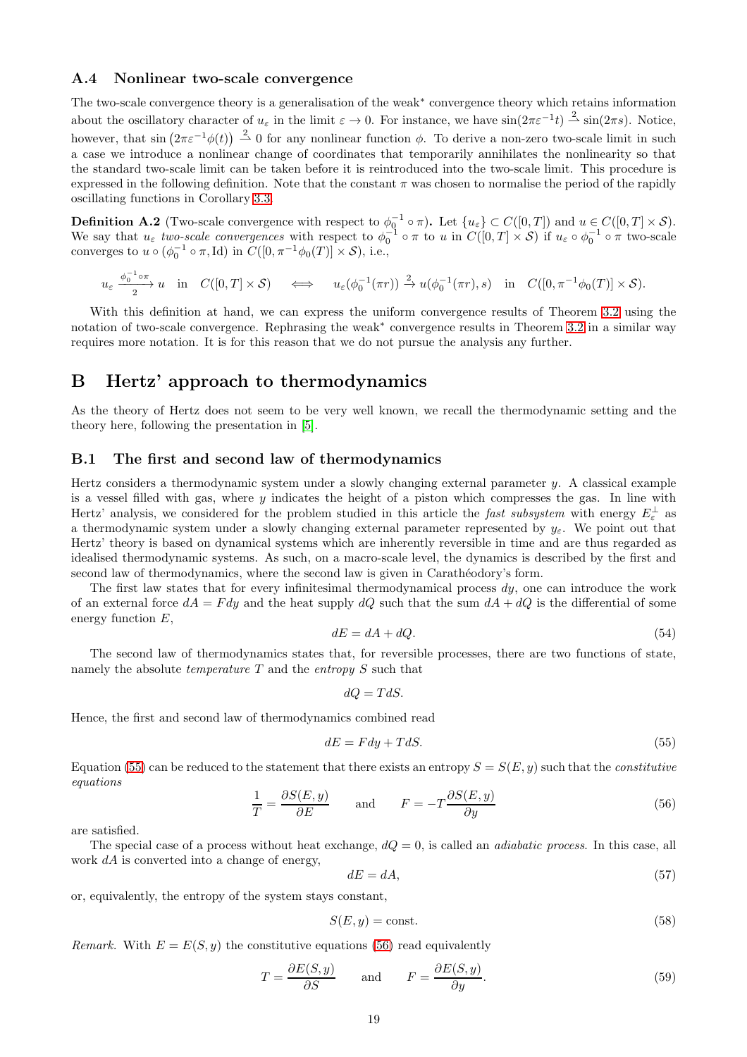### A.4 Nonlinear two-scale convergence

The two-scale convergence theory is a generalisation of the weak* convergence theory which retains information about the oscillatory character of $u_\varepsilon$ in the limit $\varepsilon \to 0$. For instance, we have $\sin(2\pi\varepsilon^{-1}t) \overset{2}{\rightharpoonup} \sin(2\pi s)$. Notice, however, that $\sin\left(2\pi\varepsilon^{-1}\phi(t)\right) \overset{2}{\rightharpoonup} 0$ for any nonlinear function $\phi$. To derive a non-zero two-scale limit in such a case we introduce a nonlinear change of coordinates that temporarily annihilates the nonlinearity so that the standard two-scale limit can be taken before it is reintroduced into the two-scale limit. This procedure is expressed in the following definition. Note that the constant $\pi$ was chosen to normalise the period of the rapidly oscillating functions in Corollary 3.3.

**Definition A.2** (Two-scale convergence with respect to $\phi_0^{-1} \circ \pi$)**.** Let $\{u_\varepsilon\} \subset C([0,T])$ and $u \in C([0,T] \times \mathcal{S})$. We say that $u_\varepsilon$ *two-scale convergences* with respect to $\phi_0^{-1} \circ \pi$ to $u$ in $C([0,T] \times \mathcal{S})$ if $u_\varepsilon \circ \phi_0^{-1} \circ \pi$ two-scale converges to $u \circ (\phi_0^{-1} \circ \pi, \mathrm{Id})$ in $C([0, \pi^{-1}\phi_0(T)] \times \mathcal{S})$, i.e.,

$$
u_\varepsilon \xrightarrow[2]{\phi_0^{-1}\circ\pi} u \quad \text{in} \quad C([0,T] \times \mathcal{S}) \qquad \Longleftrightarrow \qquad u_\varepsilon(\phi_0^{-1}(\pi r)) \overset{2}{\to} u(\phi_0^{-1}(\pi r), s) \quad \text{in} \quad C([0, \pi^{-1}\phi_0(T)] \times \mathcal{S}).
$$

With this definition at hand, we can express the uniform convergence results of Theorem 3.2 using the notation of two-scale convergence. Rephrasing the weak* convergence results in Theorem 3.2 in a similar way requires more notation. It is for this reason that we do not pursue the analysis any further.

# B Hertz' approach to thermodynamics

As the theory of Hertz does not seem to be very well known, we recall the thermodynamic setting and the theory here, following the presentation in [5].

## B.1 The first and second law of thermodynamics

Hertz considers a thermodynamic system under a slowly changing external parameter $y$. A classical example is a vessel filled with gas, where $y$ indicates the height of a piston which compresses the gas. In line with Hertz' analysis, we considered for the problem studied in this article the *fast subsystem* with energy $E_\varepsilon^\perp$ as a thermodynamic system under a slowly changing external parameter represented by $y_\varepsilon$. We point out that Hertz' theory is based on dynamical systems which are inherently reversible in time and are thus regarded as idealised thermodynamic systems. As such, on a macro-scale level, the dynamics is described by the first and second law of thermodynamics, where the second law is given in Carathéodory's form.

The first law states that for every infinitesimal thermodynamical process $dy$, one can introduce the work of an external force $dA = F dy$ and the heat supply $dQ$ such that the sum $dA + dQ$ is the differential of some energy function $E$,

$$
dE = dA + dQ. \tag{54}
$$

The second law of thermodynamics states that, for reversible processes, there are two functions of state, namely the absolute *temperature* $T$ and the *entropy* $S$ such that

$$
dQ = T dS.
$$

Hence, the first and second law of thermodynamics combined read

$$
dE = F dy + T dS. \tag{55}
$$

Equation (55) can be reduced to the statement that there exists an entropy $S = S(E, y)$ such that the *constitutive equations*

$$
\frac{1}{T} = \frac{\partial S(E,y)}{\partial E} \qquad \text{and} \qquad F = -T\frac{\partial S(E,y)}{\partial y} \tag{56}
$$

are satisfied.

The special case of a process without heat exchange, $dQ = 0$, is called an *adiabatic process*. In this case, all work $dA$ is converted into a change of energy,

$$
dE = dA, \tag{57}
$$

or, equivalently, the entropy of the system stays constant,

$$
S(E, y) = \text{const.} \tag{58}
$$

*Remark.* With $E = E(S, y)$ the constitutive equations (56) read equivalently

$$
T = \frac{\partial E(S,y)}{\partial S} \qquad \text{and} \qquad F = \frac{\partial E(S,y)}{\partial y}. \tag{59}
$$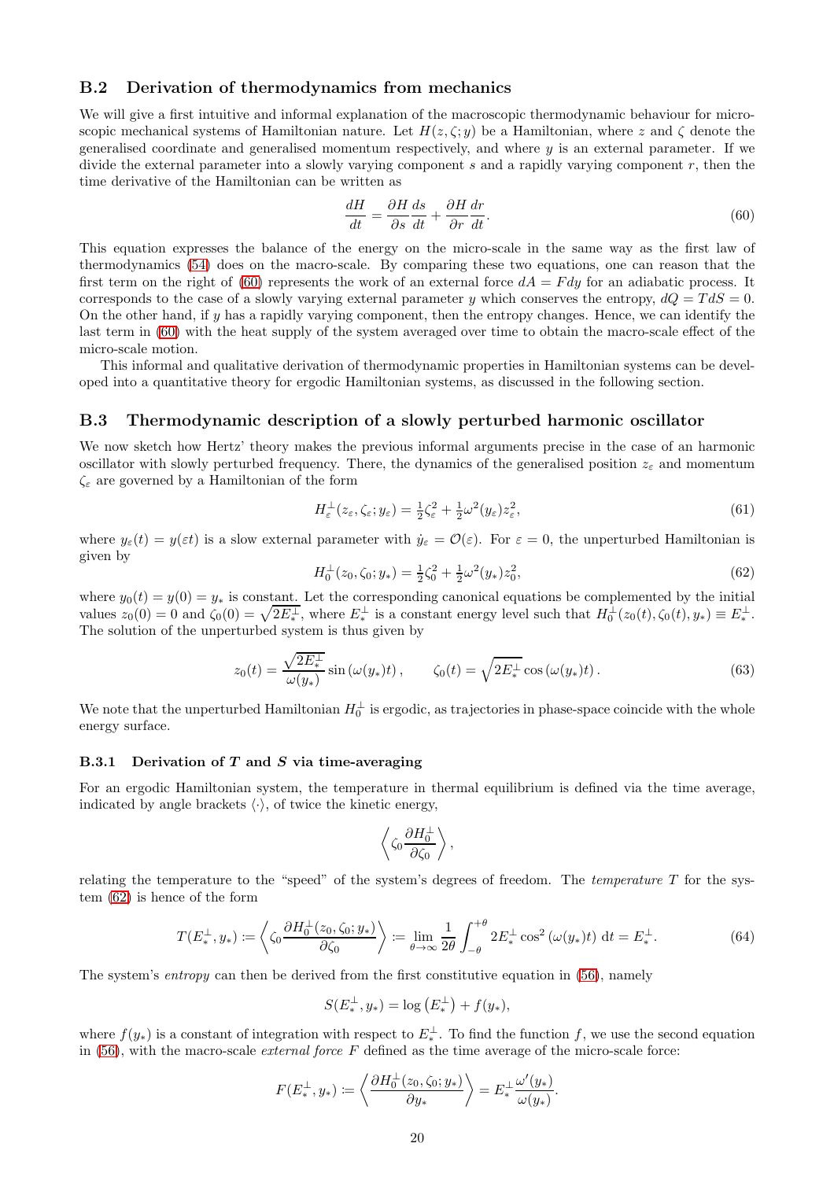## B.2 Derivation of thermodynamics from mechanics

We will give a first intuitive and informal explanation of the macroscopic thermodynamic behaviour for microscopic mechanical systems of Hamiltonian nature. Let $H(z, \zeta; y)$ be a Hamiltonian, where $z$ and $\zeta$ denote the generalised coordinate and generalised momentum respectively, and where $y$ is an external parameter. If we divide the external parameter into a slowly varying component $s$ and a rapidly varying component $r$, then the time derivative of the Hamiltonian can be written as

$$\frac{dH}{dt} = \frac{\partial H}{\partial s}\frac{ds}{dt} + \frac{\partial H}{\partial r}\frac{dr}{dt}. \tag{60}$$

This equation expresses the balance of the energy on the micro-scale in the same way as the first law of thermodynamics (54) does on the macro-scale. By comparing these two equations, one can reason that the first term on the right of (60) represents the work of an external force $dA = F dy$ for an adiabatic process. It corresponds to the case of a slowly varying external parameter $y$ which conserves the entropy, $dQ = TdS = 0$. On the other hand, if $y$ has a rapidly varying component, then the entropy changes. Hence, we can identify the last term in (60) with the heat supply of the system averaged over time to obtain the macro-scale effect of the micro-scale motion.

This informal and qualitative derivation of thermodynamic properties in Hamiltonian systems can be developed into a quantitative theory for ergodic Hamiltonian systems, as discussed in the following section.

## B.3 Thermodynamic description of a slowly perturbed harmonic oscillator

We now sketch how Hertz' theory makes the previous informal arguments precise in the case of an harmonic oscillator with slowly perturbed frequency. There, the dynamics of the generalised position $z_\varepsilon$ and momentum $\zeta_\varepsilon$ are governed by a Hamiltonian of the form

$$H_\varepsilon^\perp(z_\varepsilon, \zeta_\varepsilon; y_\varepsilon) = \tfrac{1}{2}\zeta_\varepsilon^2 + \tfrac{1}{2}\omega^2(y_\varepsilon)z_\varepsilon^2, \tag{61}$$

where $y_\varepsilon(t) = y(\varepsilon t)$ is a slow external parameter with $\dot{y}_\varepsilon = \mathcal{O}(\varepsilon)$. For $\varepsilon = 0$, the unperturbed Hamiltonian is given by

$$H_0^\perp(z_0, \zeta_0; y_*) = \tfrac{1}{2}\zeta_0^2 + \tfrac{1}{2}\omega^2(y_*)z_0^2, \tag{62}$$

where $y_0(t) = y(0) = y_*$ is constant. Let the corresponding canonical equations be complemented by the initial values $z_0(0) = 0$ and $\zeta_0(0) = \sqrt{2E_*^\perp}$, where $E_*^\perp$ is a constant energy level such that $H_0^\perp(z_0(t), \zeta_0(t), y_*) \equiv E_*^\perp$. The solution of the unperturbed system is thus given by

$$z_0(t) = \frac{\sqrt{2E_*^\perp}}{\omega(y_*)}\sin\left(\omega(y_*)t\right), \qquad \zeta_0(t) = \sqrt{2E_*^\perp}\cos\left(\omega(y_*)t\right). \tag{63}$$

We note that the unperturbed Hamiltonian $H_0^\perp$ is ergodic, as trajectories in phase-space coincide with the whole energy surface.

### B.3.1 Derivation of $T$ and $S$ via time-averaging

For an ergodic Hamiltonian system, the temperature in thermal equilibrium is defined via the time average, indicated by angle brackets $\langle\cdot\rangle$, of twice the kinetic energy,

$$\left\langle \zeta_0 \frac{\partial H_0^\perp}{\partial \zeta_0} \right\rangle,$$

relating the temperature to the "speed" of the system's degrees of freedom. The *temperature* $T$ for the system (62) is hence of the form

$$T(E_*^\perp, y_*) := \left\langle \zeta_0 \frac{\partial H_0^\perp(z_0, \zeta_0; y_*)}{\partial \zeta_0} \right\rangle := \lim_{\theta\to\infty}\frac{1}{2\theta}\int_{-\theta}^{+\theta} 2E_*^\perp \cos^2\left(\omega(y_*)t\right)\,\mathrm{d}t = E_*^\perp. \tag{64}$$

The system's *entropy* can then be derived from the first constitutive equation in (56), namely

$$S(E_*^\perp, y_*) = \log\left(E_*^\perp\right) + f(y_*),$$

where $f(y_*)$ is a constant of integration with respect to $E_*^\perp$. To find the function $f$, we use the second equation in (56), with the macro-scale *external force* $F$ defined as the time average of the micro-scale force:

$$F(E_*^\perp, y_*) := \left\langle \frac{\partial H_0^\perp(z_0, \zeta_0; y_*)}{\partial y_*} \right\rangle = E_*^\perp \frac{\omega'(y_*)}{\omega(y_*)}.$$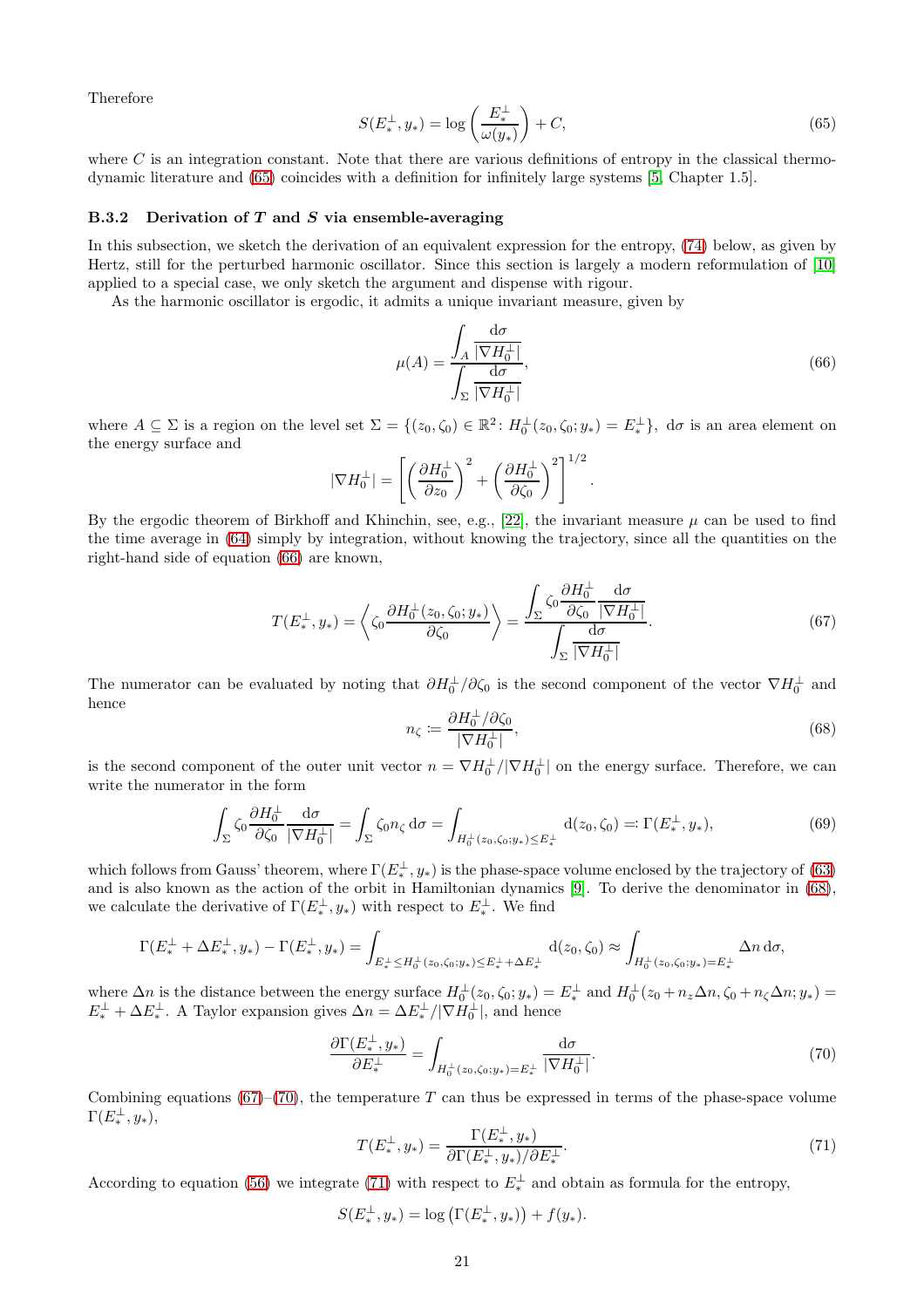Therefore

$$S(E_*^\perp, y_*) = \log\left(\frac{E_*^\perp}{\omega(y_*)}\right) + C, \tag{65}$$

where $C$ is an integration constant. Note that there are various definitions of entropy in the classical thermodynamic literature and (65) coincides with a definition for infinitely large systems [5, Chapter 1.5].

### B.3.2 Derivation of $T$ and $S$ via ensemble-averaging

In this subsection, we sketch the derivation of an equivalent expression for the entropy, (74) below, as given by Hertz, still for the perturbed harmonic oscillator. Since this section is largely a modern reformulation of [10] applied to a special case, we only sketch the argument and dispense with rigour.

As the harmonic oscillator is ergodic, it admits a unique invariant measure, given by

$$\mu(A) = \frac{\displaystyle\int_A \frac{\mathrm{d}\sigma}{|\nabla H_0^\perp|}}{\displaystyle\int_\Sigma \frac{\mathrm{d}\sigma}{|\nabla H_0^\perp|}}, \tag{66}$$

where $A \subseteq \Sigma$ is a region on the level set $\Sigma = \{(z_0, \zeta_0) \in \mathbb{R}^2\colon H_0^\perp(z_0, \zeta_0; y_*) = E_*^\perp\}$, $\mathrm{d}\sigma$ is an area element on the energy surface and

$$|\nabla H_0^\perp| = \left[\left(\frac{\partial H_0^\perp}{\partial z_0}\right)^2 + \left(\frac{\partial H_0^\perp}{\partial \zeta_0}\right)^2\right]^{1/2}.$$

By the ergodic theorem of Birkhoff and Khinchin, see, e.g., [22], the invariant measure $\mu$ can be used to find the time average in (64) simply by integration, without knowing the trajectory, since all the quantities on the right-hand side of equation (66) are known,

$$T(E_*^\perp, y_*) = \left\langle \zeta_0 \frac{\partial H_0^\perp(z_0, \zeta_0; y_*)}{\partial \zeta_0} \right\rangle = \frac{\displaystyle\int_\Sigma \zeta_0 \frac{\partial H_0^\perp}{\partial \zeta_0} \frac{\mathrm{d}\sigma}{|\nabla H_0^\perp|}}{\displaystyle\int_\Sigma \frac{\mathrm{d}\sigma}{|\nabla H_0^\perp|}}. \tag{67}$$

The numerator can be evaluated by noting that $\partial H_0^\perp / \partial \zeta_0$ is the second component of the vector $\nabla H_0^\perp$ and hence

$$n_\zeta \coloneqq \frac{\partial H_0^\perp / \partial \zeta_0}{|\nabla H_0^\perp|}, \tag{68}$$

is the second component of the outer unit vector $n = \nabla H_0^\perp / |\nabla H_0^\perp|$ on the energy surface. Therefore, we can write the numerator in the form

$$\int_\Sigma \zeta_0 \frac{\partial H_0^\perp}{\partial \zeta_0} \frac{\mathrm{d}\sigma}{|\nabla H_0^\perp|} = \int_\Sigma \zeta_0 n_\zeta \,\mathrm{d}\sigma = \int_{H_0^\perp(z_0, \zeta_0; y_*) \le E_*^\perp} \mathrm{d}(z_0, \zeta_0) =: \Gamma(E_*^\perp, y_*), \tag{69}$$

which follows from Gauss' theorem, where $\Gamma(E_*^\perp, y_*)$ is the phase-space volume enclosed by the trajectory of (63) and is also known as the action of the orbit in Hamiltonian dynamics [9]. To derive the denominator in (68), we calculate the derivative of $\Gamma(E_*^\perp, y_*)$ with respect to $E_*^\perp$. We find

$$\Gamma(E_*^\perp + \Delta E_*^\perp, y_*) - \Gamma(E_*^\perp, y_*) = \int_{E_*^\perp \le H_0^\perp(z_0, \zeta_0; y_*) \le E_*^\perp + \Delta E_*^\perp} \mathrm{d}(z_0, \zeta_0) \approx \int_{H_0^\perp(z_0, \zeta_0; y_*) = E_*^\perp} \Delta n \,\mathrm{d}\sigma,$$

where $\Delta n$ is the distance between the energy surface $H_0^\perp(z_0, \zeta_0; y_*) = E_*^\perp$ and $H_0^\perp(z_0 + n_z \Delta n, \zeta_0 + n_\zeta \Delta n; y_*) = E_*^\perp + \Delta E_*^\perp$. A Taylor expansion gives $\Delta n = \Delta E_*^\perp / |\nabla H_0^\perp|$, and hence

$$\frac{\partial \Gamma(E_*^\perp, y_*)}{\partial E_*^\perp} = \int_{H_0^\perp(z_0, \zeta_0; y_*) = E_*^\perp} \frac{\mathrm{d}\sigma}{|\nabla H_0^\perp|}. \tag{70}$$

Combining equations (67)–(70), the temperature $T$ can thus be expressed in terms of the phase-space volume $\Gamma(E_*^\perp, y_*)$,

$$T(E_*^\perp, y_*) = \frac{\Gamma(E_*^\perp, y_*)}{\partial \Gamma(E_*^\perp, y_*) / \partial E_*^\perp}. \tag{71}$$

According to equation (56) we integrate (71) with respect to $E_*^\perp$ and obtain as formula for the entropy,

$$S(E_*^\perp, y_*) = \log\left(\Gamma(E_*^\perp, y_*)\right) + f(y_*).$$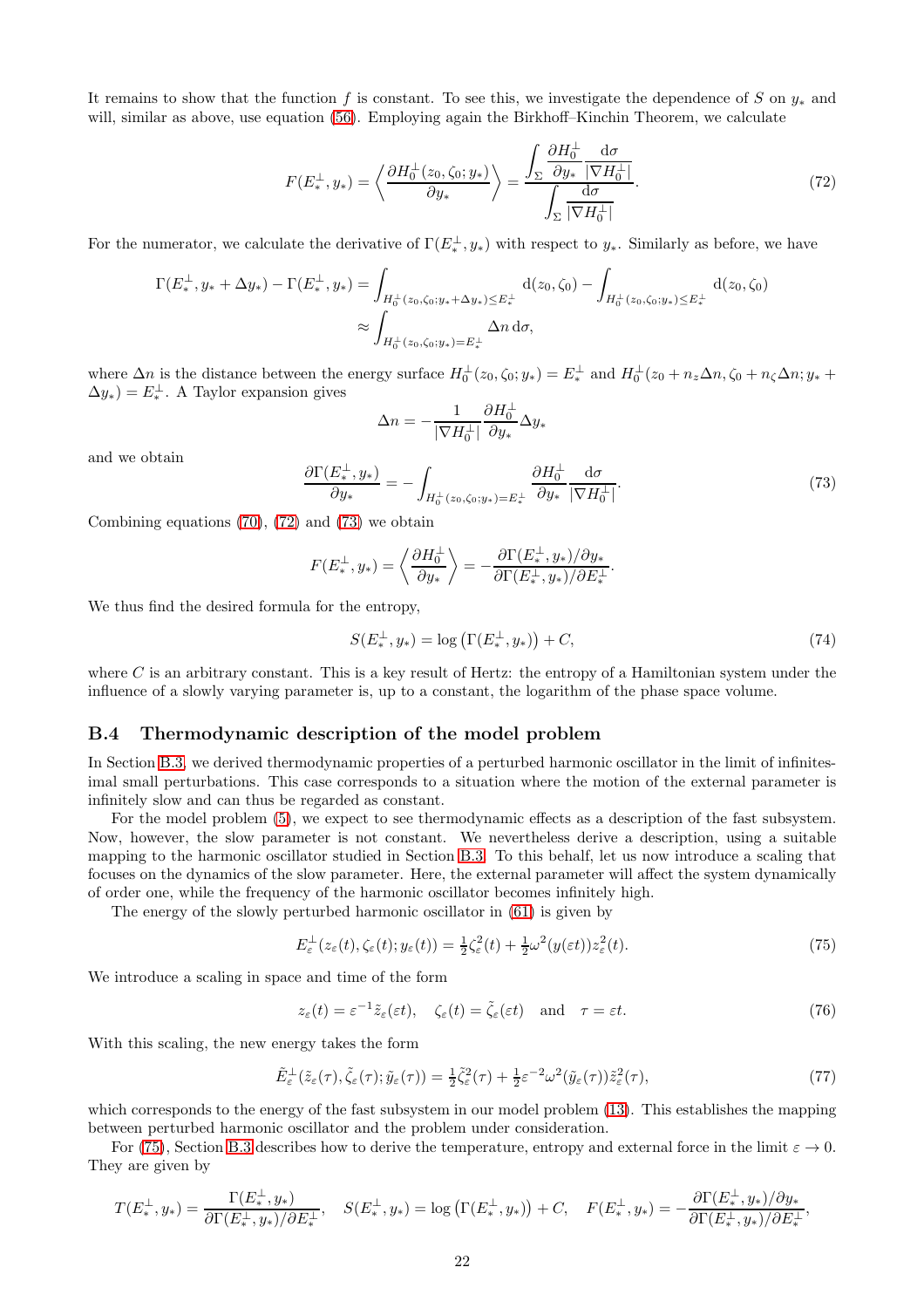It remains to show that the function $f$ is constant. To see this, we investigate the dependence of $S$ on $y_*$ and will, similar as above, use equation (56). Employing again the Birkhoff–Kinchin Theorem, we calculate

$$F(E_*^\perp, y_*) = \left\langle \frac{\partial H_0^\perp(z_0, \zeta_0; y_*)}{\partial y_*} \right\rangle = \frac{\displaystyle\int_\Sigma \frac{\partial H_0^\perp}{\partial y_*} \frac{\mathrm{d}\sigma}{|\nabla H_0^\perp|}}{\displaystyle\int_\Sigma \frac{\mathrm{d}\sigma}{|\nabla H_0^\perp|}}. \tag{72}$$

For the numerator, we calculate the derivative of $\Gamma(E_*^\perp, y_*)$ with respect to $y_*$. Similarly as before, we have

$$\begin{aligned}
\Gamma(E_*^\perp, y_* + \Delta y_*) - \Gamma(E_*^\perp, y_*) &= \int_{H_0^\perp(z_0,\zeta_0;y_*+\Delta y_*) \le E_*^\perp} \mathrm{d}(z_0, \zeta_0) - \int_{H_0^\perp(z_0,\zeta_0;y_*) \le E_*^\perp} \mathrm{d}(z_0, \zeta_0) \\
&\approx \int_{H_0^\perp(z_0,\zeta_0;y_*) = E_*^\perp} \Delta n \, \mathrm{d}\sigma,
\end{aligned}$$

where $\Delta n$ is the distance between the energy surface $H_0^\perp(z_0, \zeta_0; y_*) = E_*^\perp$ and $H_0^\perp(z_0 + n_z \Delta n, \zeta_0 + n_\zeta \Delta n; y_* + \Delta y_*) = E_*^\perp$. A Taylor expansion gives

$$\Delta n = -\frac{1}{|\nabla H_0^\perp|} \frac{\partial H_0^\perp}{\partial y_*} \Delta y_*$$

and we obtain

$$\frac{\partial \Gamma(E_*^\perp, y_*)}{\partial y_*} = -\int_{H_0^\perp(z_0,\zeta_0;y_*) = E_*^\perp} \frac{\partial H_0^\perp}{\partial y_*} \frac{\mathrm{d}\sigma}{|\nabla H_0^\perp|}. \tag{73}$$

Combining equations (70), (72) and (73) we obtain

$$F(E_*^\perp, y_*) = \left\langle \frac{\partial H_0^\perp}{\partial y_*} \right\rangle = -\frac{\partial \Gamma(E_*^\perp, y_*)/\partial y_*}{\partial \Gamma(E_*^\perp, y_*)/\partial E_*^\perp}.$$

We thus find the desired formula for the entropy,

$$S(E_*^\perp, y_*) = \log\left(\Gamma(E_*^\perp, y_*)\right) + C, \tag{74}$$

where $C$ is an arbitrary constant. This is a key result of Hertz: the entropy of a Hamiltonian system under the influence of a slowly varying parameter is, up to a constant, the logarithm of the phase space volume.

## B.4 Thermodynamic description of the model problem

In Section B.3, we derived thermodynamic properties of a perturbed harmonic oscillator in the limit of infinitesimal small perturbations. This case corresponds to a situation where the motion of the external parameter is infinitely slow and can thus be regarded as constant.

For the model problem (5), we expect to see thermodynamic effects as a description of the fast subsystem. Now, however, the slow parameter is not constant. We nevertheless derive a description, using a suitable mapping to the harmonic oscillator studied in Section B.3. To this behalf, let us now introduce a scaling that focuses on the dynamics of the slow parameter. Here, the external parameter will affect the system dynamically of order one, while the frequency of the harmonic oscillator becomes infinitely high.

The energy of the slowly perturbed harmonic oscillator in (61) is given by

$$E_\varepsilon^\perp(z_\varepsilon(t), \zeta_\varepsilon(t); y_\varepsilon(t)) = \tfrac{1}{2}\zeta_\varepsilon^2(t) + \tfrac{1}{2}\omega^2(y(\varepsilon t)) z_\varepsilon^2(t). \tag{75}$$

We introduce a scaling in space and time of the form

$$z_\varepsilon(t) = \varepsilon^{-1} \tilde{z}_\varepsilon(\varepsilon t), \quad \zeta_\varepsilon(t) = \tilde{\zeta}_\varepsilon(\varepsilon t) \quad \text{and} \quad \tau = \varepsilon t. \tag{76}$$

With this scaling, the new energy takes the form

$$\tilde{E}_\varepsilon^\perp(\tilde{z}_\varepsilon(\tau), \tilde{\zeta}_\varepsilon(\tau); \tilde{y}_\varepsilon(\tau)) = \tfrac{1}{2}\tilde{\zeta}_\varepsilon^2(\tau) + \tfrac{1}{2}\varepsilon^{-2}\omega^2(\tilde{y}_\varepsilon(\tau)) \tilde{z}_\varepsilon^2(\tau), \tag{77}$$

which corresponds to the energy of the fast subsystem in our model problem (13). This establishes the mapping between perturbed harmonic oscillator and the problem under consideration.

For (75), Section B.3 describes how to derive the temperature, entropy and external force in the limit $\varepsilon \to 0$. They are given by

$$T(E_*^\perp, y_*) = \frac{\Gamma(E_*^\perp, y_*)}{\partial \Gamma(E_*^\perp, y_*)/\partial E_*^\perp}, \quad S(E_*^\perp, y_*) = \log\left(\Gamma(E_*^\perp, y_*)\right) + C, \quad F(E_*^\perp, y_*) = -\frac{\partial \Gamma(E_*^\perp, y_*)/\partial y_*}{\partial \Gamma(E_*^\perp, y_*)/\partial E_*^\perp},$$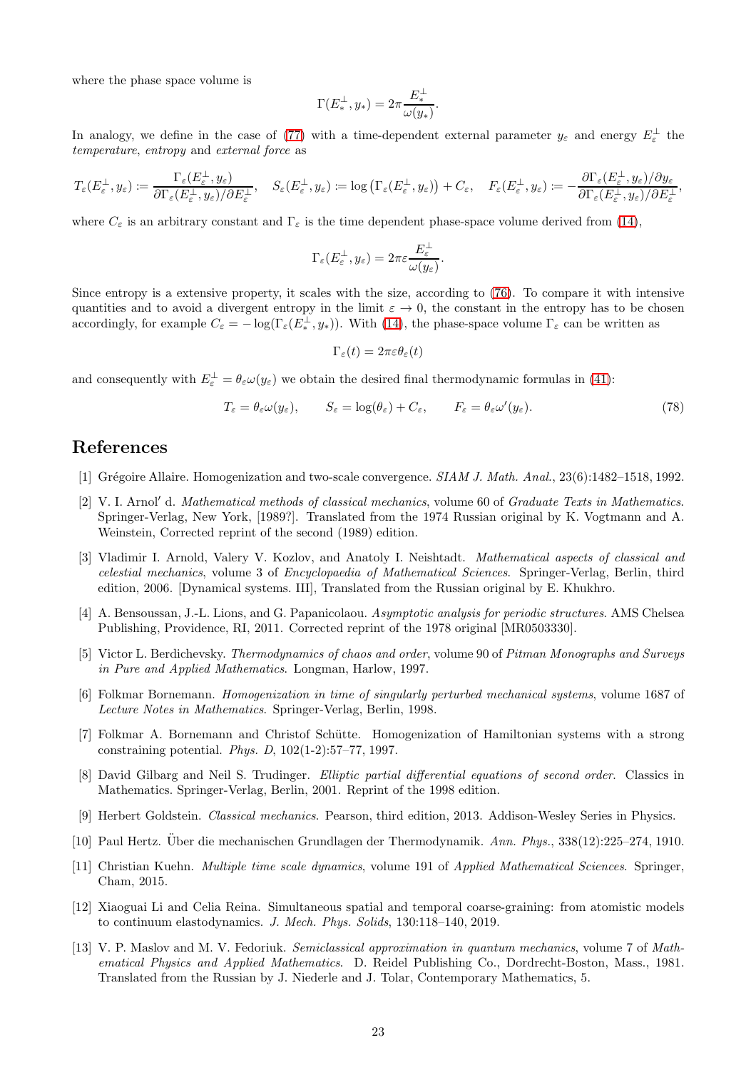where the phase space volume is

$$\Gamma(E_*^\perp, y_*) = 2\pi \frac{E_*^\perp}{\omega(y_*)}.$$

In analogy, we define in the case of (77) with a time-dependent external parameter $y_\varepsilon$ and energy $E_\varepsilon^\perp$ the *temperature*, *entropy* and *external force* as

$$T_\varepsilon(E_\varepsilon^\perp, y_\varepsilon) := \frac{\Gamma_\varepsilon(E_\varepsilon^\perp, y_\varepsilon)}{\partial \Gamma_\varepsilon(E_\varepsilon^\perp, y_\varepsilon)/\partial E_\varepsilon^\perp}, \quad S_\varepsilon(E_\varepsilon^\perp, y_\varepsilon) := \log\big(\Gamma_\varepsilon(E_\varepsilon^\perp, y_\varepsilon)\big) + C_\varepsilon, \quad F_\varepsilon(E_\varepsilon^\perp, y_\varepsilon) := -\frac{\partial \Gamma_\varepsilon(E_\varepsilon^\perp, y_\varepsilon)/\partial y_\varepsilon}{\partial \Gamma_\varepsilon(E_\varepsilon^\perp, y_\varepsilon)/\partial E_\varepsilon^\perp},$$

where $C_\varepsilon$ is an arbitrary constant and $\Gamma_\varepsilon$ is the time dependent phase-space volume derived from (14),

$$\Gamma_\varepsilon(E_\varepsilon^\perp, y_\varepsilon) = 2\pi\varepsilon \frac{E_\varepsilon^\perp}{\omega(y_\varepsilon)}.$$

Since entropy is a extensive property, it scales with the size, according to (76). To compare it with intensive quantities and to avoid a divergent entropy in the limit $\varepsilon \to 0$, the constant in the entropy has to be chosen accordingly, for example $C_\varepsilon = -\log(\Gamma_\varepsilon(E_*^\perp, y_*))$. With (14), the phase-space volume $\Gamma_\varepsilon$ can be written as

$$\Gamma_\varepsilon(t) = 2\pi\varepsilon\theta_\varepsilon(t)$$

and consequently with $E_\varepsilon^\perp = \theta_\varepsilon \omega(y_\varepsilon)$ we obtain the desired final thermodynamic formulas in (41):

$$T_\varepsilon = \theta_\varepsilon \omega(y_\varepsilon), \qquad S_\varepsilon = \log(\theta_\varepsilon) + C_\varepsilon, \qquad F_\varepsilon = \theta_\varepsilon \omega'(y_\varepsilon). \tag{78}$$

# References

[1] Grégoire Allaire. Homogenization and two-scale convergence. *SIAM J. Math. Anal.*, 23(6):1482–1518, 1992.

[2] V. I. Arnolʹ d. *Mathematical methods of classical mechanics*, volume 60 of *Graduate Texts in Mathematics*. Springer-Verlag, New York, [1989?]. Translated from the 1974 Russian original by K. Vogtmann and A. Weinstein, Corrected reprint of the second (1989) edition.

[3] Vladimir I. Arnold, Valery V. Kozlov, and Anatoly I. Neishtadt. *Mathematical aspects of classical and celestial mechanics*, volume 3 of *Encyclopaedia of Mathematical Sciences*. Springer-Verlag, Berlin, third edition, 2006. [Dynamical systems. III], Translated from the Russian original by E. Khukhro.

[4] A. Bensoussan, J.-L. Lions, and G. Papanicolaou. *Asymptotic analysis for periodic structures*. AMS Chelsea Publishing, Providence, RI, 2011. Corrected reprint of the 1978 original [MR0503330].

[5] Victor L. Berdichevsky. *Thermodynamics of chaos and order*, volume 90 of *Pitman Monographs and Surveys in Pure and Applied Mathematics*. Longman, Harlow, 1997.

[6] Folkmar Bornemann. *Homogenization in time of singularly perturbed mechanical systems*, volume 1687 of *Lecture Notes in Mathematics*. Springer-Verlag, Berlin, 1998.

[7] Folkmar A. Bornemann and Christof Schütte. Homogenization of Hamiltonian systems with a strong constraining potential. *Phys. D*, 102(1-2):57–77, 1997.

[8] David Gilbarg and Neil S. Trudinger. *Elliptic partial differential equations of second order*. Classics in Mathematics. Springer-Verlag, Berlin, 2001. Reprint of the 1998 edition.

[9] Herbert Goldstein. *Classical mechanics*. Pearson, third edition, 2013. Addison-Wesley Series in Physics.

[10] Paul Hertz. Über die mechanischen Grundlagen der Thermodynamik. *Ann. Phys.*, 338(12):225–274, 1910.

[11] Christian Kuehn. *Multiple time scale dynamics*, volume 191 of *Applied Mathematical Sciences*. Springer, Cham, 2015.

[12] Xiaoguai Li and Celia Reina. Simultaneous spatial and temporal coarse-graining: from atomistic models to continuum elastodynamics. *J. Mech. Phys. Solids*, 130:118–140, 2019.

[13] V. P. Maslov and M. V. Fedoriuk. *Semiclassical approximation in quantum mechanics*, volume 7 of *Mathematical Physics and Applied Mathematics*. D. Reidel Publishing Co., Dordrecht-Boston, Mass., 1981. Translated from the Russian by J. Niederle and J. Tolar, Contemporary Mathematics, 5.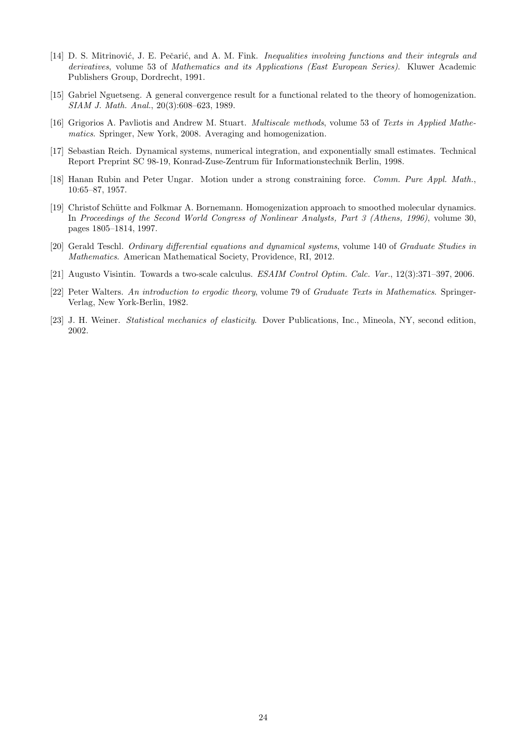[14] D. S. Mitrinović, J. E. Pečarić, and A. M. Fink. *Inequalities involving functions and their integrals and derivatives*, volume 53 of *Mathematics and its Applications (East European Series)*. Kluwer Academic Publishers Group, Dordrecht, 1991.

[15] Gabriel Nguetseng. A general convergence result for a functional related to the theory of homogenization. *SIAM J. Math. Anal.*, 20(3):608–623, 1989.

[16] Grigorios A. Pavliotis and Andrew M. Stuart. *Multiscale methods*, volume 53 of *Texts in Applied Mathematics*. Springer, New York, 2008. Averaging and homogenization.

[17] Sebastian Reich. Dynamical systems, numerical integration, and exponentially small estimates. Technical Report Preprint SC 98-19, Konrad-Zuse-Zentrum für Informationstechnik Berlin, 1998.

[18] Hanan Rubin and Peter Ungar. Motion under a strong constraining force. *Comm. Pure Appl. Math.*, 10:65–87, 1957.

[19] Christof Schütte and Folkmar A. Bornemann. Homogenization approach to smoothed molecular dynamics. In *Proceedings of the Second World Congress of Nonlinear Analysts, Part 3 (Athens, 1996)*, volume 30, pages 1805–1814, 1997.

[20] Gerald Teschl. *Ordinary differential equations and dynamical systems*, volume 140 of *Graduate Studies in Mathematics*. American Mathematical Society, Providence, RI, 2012.

[21] Augusto Visintin. Towards a two-scale calculus. *ESAIM Control Optim. Calc. Var.*, 12(3):371–397, 2006.

[22] Peter Walters. *An introduction to ergodic theory*, volume 79 of *Graduate Texts in Mathematics*. Springer-Verlag, New York-Berlin, 1982.

[23] J. H. Weiner. *Statistical mechanics of elasticity*. Dover Publications, Inc., Mineola, NY, second edition, 2002.